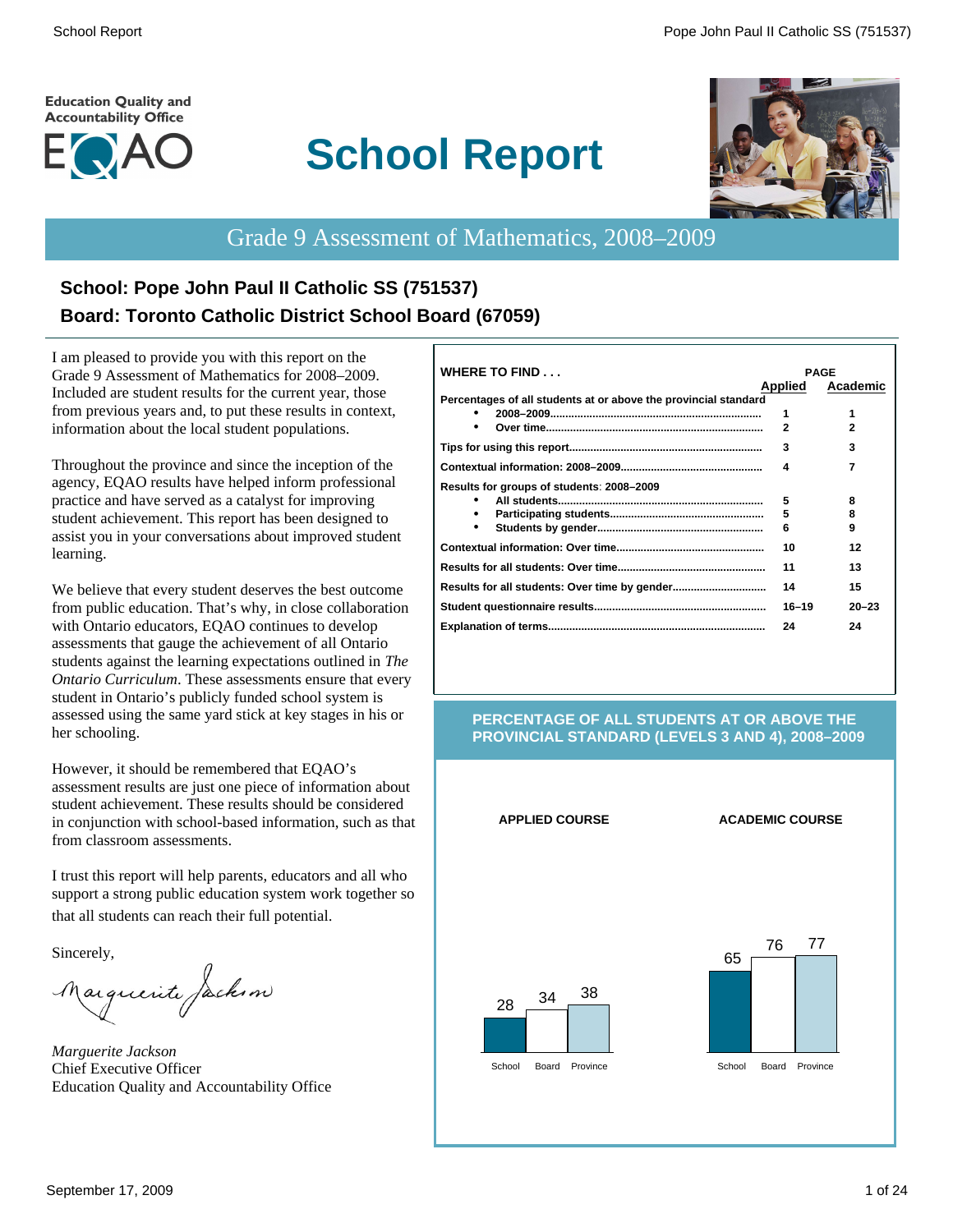Education Quality and Accountability Office

EQAO

# School Report

## Grade 9 Assessment of Mathematics, 2008–2009

### School: Pope John Paul II Catholic SS (751537)
### Board: Toronto Catholic District School Board (67059)

I am pleased to provide you with this report on the Grade 9 Assessment of Mathematics for 2008–2009. Included are student results for the current year, those from previous years and, to put these results in context, information about the local student populations.

Throughout the province and since the inception of the agency, EQAO results have helped inform professional practice and have served as a catalyst for improving student achievement. This report has been designed to assist you in your conversations about improved student learning.

We believe that every student deserves the best outcome from public education. That's why, in close collaboration with Ontario educators, EQAO continues to develop assessments that gauge the achievement of all Ontario students against the learning expectations outlined in *The Ontario Curriculum*. These assessments ensure that every student in Ontario's publicly funded school system is assessed using the same yard stick at key stages in his or her schooling.

However, it should be remembered that EQAO's assessment results are just one piece of information about student achievement. These results should be considered in conjunction with school-based information, such as that from classroom assessments.

I trust this report will help parents, educators and all who support a strong public education system work together so that all students can reach their full potential.

Sincerely,

*Marguerite Jackson*
Chief Executive Officer
Education Quality and Accountability Office

**WHERE TO FIND . . .**

| | PAGE Applied | PAGE Academic |
|---|---|---|
| **Percentages of all students at or above the provincial standard** | | |
| • 2008–2009 | 1 | 1 |
| • Over time | 2 | 2 |
| **Tips for using this report** | 3 | 3 |
| **Contextual information: 2008–2009** | 4 | 7 |
| **Results for groups of students: 2008–2009** | | |
| • All students | 5 | 8 |
| • Participating students | 5 | 8 |
| • Students by gender | 6 | 9 |
| **Contextual information: Over time** | 10 | 12 |
| **Results for all students: Over time** | 11 | 13 |
| **Results for all students: Over time by gender** | 14 | 15 |
| **Student questionnaire results** | 16–19 | 20–23 |
| **Explanation of terms** | 24 | 24 |

**PERCENTAGE OF ALL STUDENTS AT OR ABOVE THE PROVINCIAL STANDARD (LEVELS 3 AND 4), 2008–2009**

| | School | Board | Province |
|---|---|---|---|
| APPLIED COURSE | 28 | 34 | 38 |
| ACADEMIC COURSE | 65 | 76 | 77 |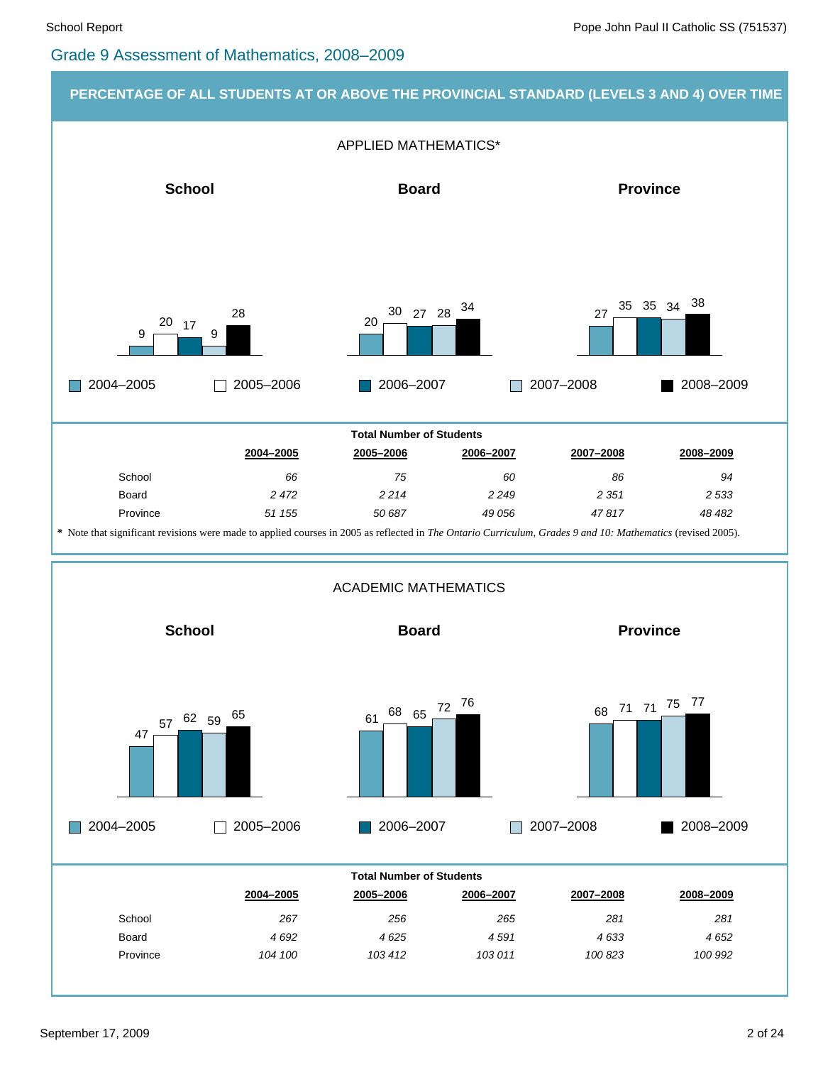## Grade 9 Assessment of Mathematics, 2008–2009

### PERCENTAGE OF ALL STUDENTS AT OR ABOVE THE PROVINCIAL STANDARD (LEVELS 3 AND 4) OVER TIME

#### APPLIED MATHEMATICS*

| | 2004–2005 | 2005–2006 | 2006–2007 | 2007–2008 | 2008–2009 |
|---|---|---|---|---|---|
| School | 9 | 20 | 17 | 9 | 28 |
| Board | 20 | 30 | 27 | 28 | 34 |
| Province | 27 | 35 | 35 | 34 | 38 |

**Total Number of Students**

| | 2004–2005 | 2005–2006 | 2006–2007 | 2007–2008 | 2008–2009 |
|---|---|---|---|---|---|
| School | *66* | *75* | *60* | *86* | *94* |
| Board | *2 472* | *2 214* | *2 249* | *2 351* | *2 533* |
| Province | *51 155* | *50 687* | *49 056* | *47 817* | *48 482* |

**\*** Note that significant revisions were made to applied courses in 2005 as reflected in *The Ontario Curriculum, Grades 9 and 10: Mathematics* (revised 2005).

#### ACADEMIC MATHEMATICS

| | 2004–2005 | 2005–2006 | 2006–2007 | 2007–2008 | 2008–2009 |
|---|---|---|---|---|---|
| School | 47 | 57 | 62 | 59 | 65 |
| Board | 61 | 68 | 65 | 72 | 76 |
| Province | 68 | 71 | 71 | 75 | 77 |

**Total Number of Students**

| | 2004–2005 | 2005–2006 | 2006–2007 | 2007–2008 | 2008–2009 |
|---|---|---|---|---|---|
| School | *267* | *256* | *265* | *281* | *281* |
| Board | *4 692* | *4 625* | *4 591* | *4 633* | *4 652* |
| Province | *104 100* | *103 412* | *103 011* | *100 823* | *100 992* |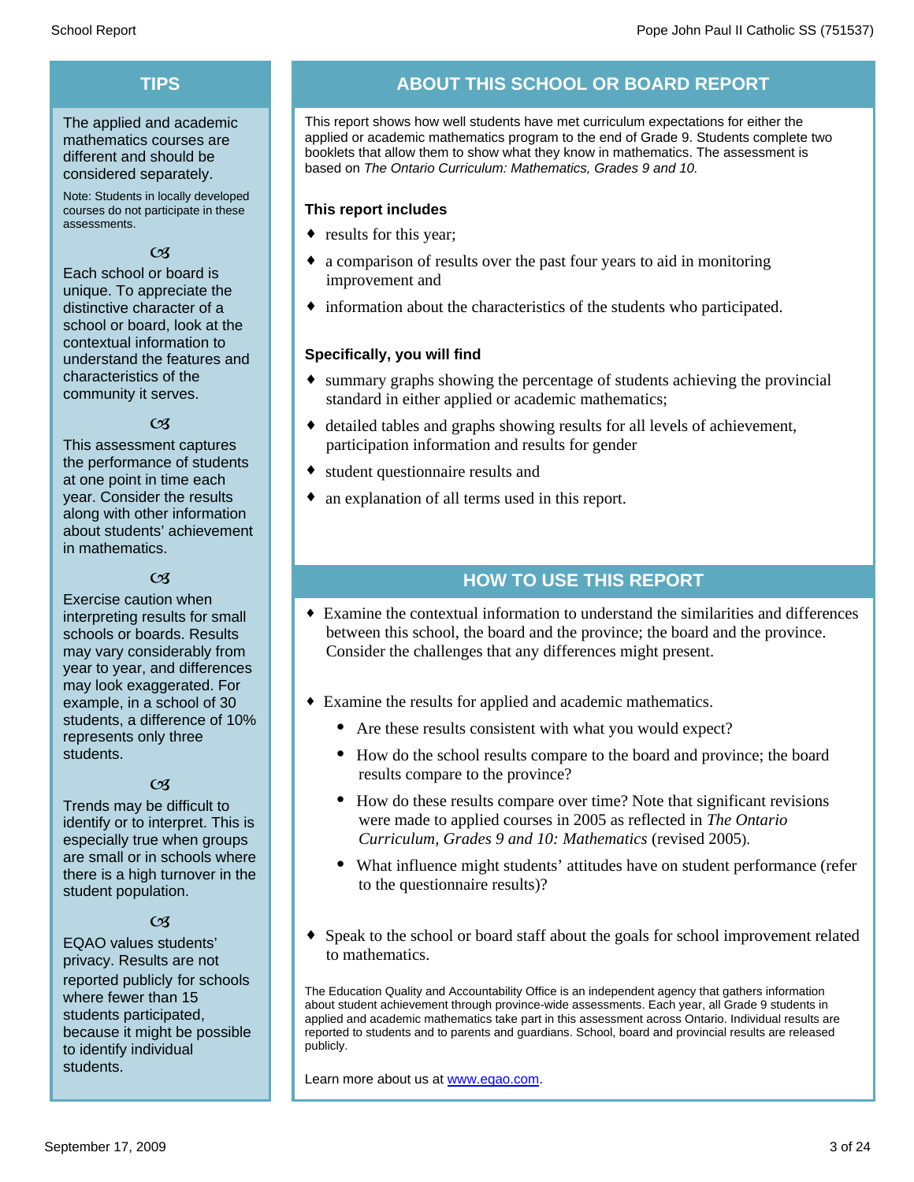## TIPS

The applied and academic mathematics courses are different and should be considered separately.

Note: Students in locally developed courses do not participate in these assessments.

Each school or board is unique. To appreciate the distinctive character of a school or board, look at the contextual information to understand the features and characteristics of the community it serves.

This assessment captures the performance of students at one point in time each year. Consider the results along with other information about students' achievement in mathematics.

Exercise caution when interpreting results for small schools or boards. Results may vary considerably from year to year, and differences may look exaggerated. For example, in a school of 30 students, a difference of 10% represents only three students.

Trends may be difficult to identify or to interpret. This is especially true when groups are small or in schools where there is a high turnover in the student population.

EQAO values students' privacy. Results are not reported publicly for schools where fewer than 15 students participated, because it might be possible to identify individual students.

## ABOUT THIS SCHOOL OR BOARD REPORT

This report shows how well students have met curriculum expectations for either the applied or academic mathematics program to the end of Grade 9. Students complete two booklets that allow them to show what they know in mathematics. The assessment is based on *The Ontario Curriculum: Mathematics, Grades 9 and 10.*

**This report includes**

- results for this year;
- a comparison of results over the past four years to aid in monitoring improvement and
- information about the characteristics of the students who participated.

**Specifically, you will find**

- summary graphs showing the percentage of students achieving the provincial standard in either applied or academic mathematics;
- detailed tables and graphs showing results for all levels of achievement, participation information and results for gender
- student questionnaire results and
- an explanation of all terms used in this report.

## HOW TO USE THIS REPORT

- Examine the contextual information to understand the similarities and differences between this school, the board and the province; the board and the province. Consider the challenges that any differences might present.
- Examine the results for applied and academic mathematics.
  - Are these results consistent with what you would expect?
  - How do the school results compare to the board and province; the board results compare to the province?
  - How do these results compare over time? Note that significant revisions were made to applied courses in 2005 as reflected in *The Ontario Curriculum, Grades 9 and 10: Mathematics* (revised 2005).
  - What influence might students' attitudes have on student performance (refer to the questionnaire results)?
- Speak to the school or board staff about the goals for school improvement related to mathematics.

The Education Quality and Accountability Office is an independent agency that gathers information about student achievement through province-wide assessments. Each year, all Grade 9 students in applied and academic mathematics take part in this assessment across Ontario. Individual results are reported to students and to parents and guardians. School, board and provincial results are released publicly.

Learn more about us at [www.eqao.com](http://www.eqao.com).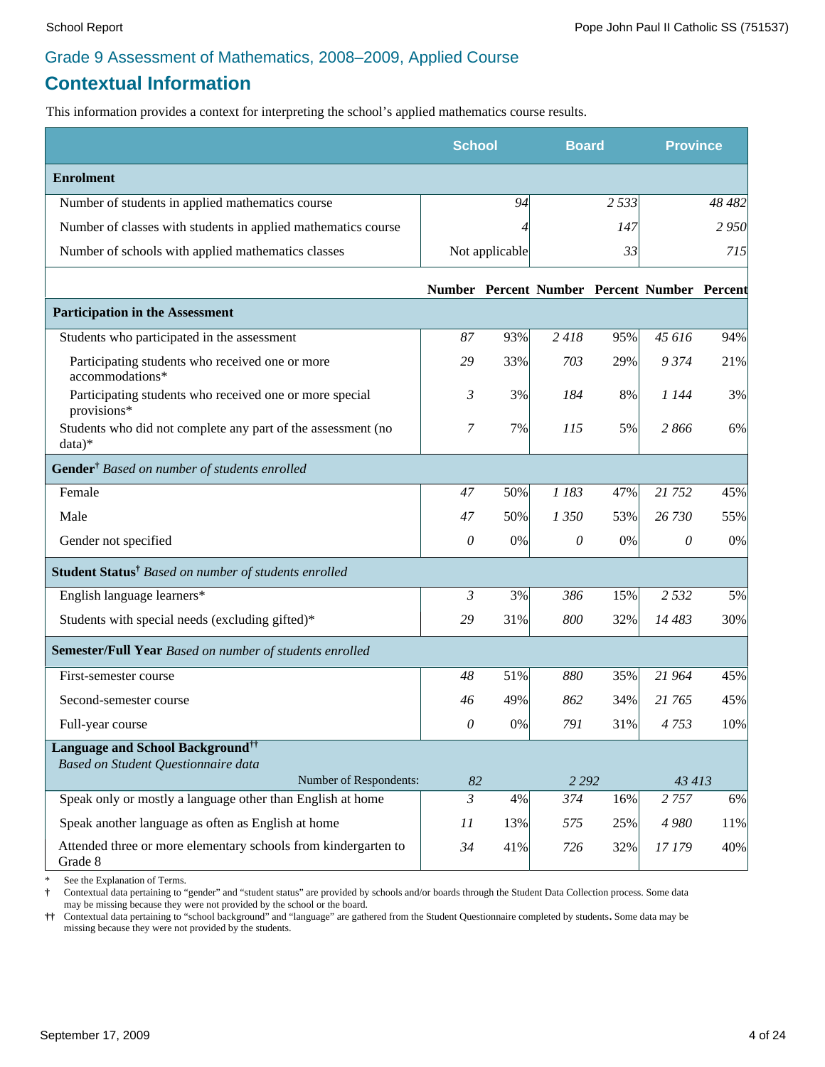## Grade 9 Assessment of Mathematics, 2008–2009, Applied Course

# Contextual Information

This information provides a context for interpreting the school's applied mathematics course results.

| | School | | Board | | Province | |
|---|---|---|---|---|---|---|
| **Enrolment** | | | | | | |
| Number of students in applied mathematics course | | *94* | | *2 533* | | *48 482* |
| Number of classes with students in applied mathematics course | | *4* | | *147* | | *2 950* |
| Number of schools with applied mathematics classes | | Not applicable | | *33* | | *715* |
| | **Number** | **Percent** | **Number** | **Percent** | **Number** | **Percent** |
| **Participation in the Assessment** | | | | | | |
| Students who participated in the assessment | *87* | 93% | *2 418* | 95% | *45 616* | 94% |
| Participating students who received one or more accommodations* | *29* | 33% | *703* | 29% | *9 374* | 21% |
| Participating students who received one or more special provisions* | *3* | 3% | *184* | 8% | *1 144* | 3% |
| Students who did not complete any part of the assessment (no data)* | *7* | 7% | *115* | 5% | *2 866* | 6% |
| **Gender**† *Based on number of students enrolled* | | | | | | |
| Female | *47* | 50% | *1 183* | 47% | *21 752* | 45% |
| Male | *47* | 50% | *1 350* | 53% | *26 730* | 55% |
| Gender not specified | *0* | 0% | *0* | 0% | *0* | 0% |
| **Student Status**† *Based on number of students enrolled* | | | | | | |
| English language learners* | *3* | 3% | *386* | 15% | *2 532* | 5% |
| Students with special needs (excluding gifted)* | *29* | 31% | *800* | 32% | *14 483* | 30% |
| **Semester/Full Year** *Based on number of students enrolled* | | | | | | |
| First-semester course | *48* | 51% | *880* | 35% | *21 964* | 45% |
| Second-semester course | *46* | 49% | *862* | 34% | *21 765* | 45% |
| Full-year course | *0* | 0% | *791* | 31% | *4 753* | 10% |
| **Language and School Background**†† *Based on Student Questionnaire data* | | | | | | |
| Number of Respondents: | *82* | | *2 292* | | *43 413* | |
| Speak only or mostly a language other than English at home | *3* | 4% | *374* | 16% | *2 757* | 6% |
| Speak another language as often as English at home | *11* | 13% | *575* | 25% | *4 980* | 11% |
| Attended three or more elementary schools from kindergarten to Grade 8 | *34* | 41% | *726* | 32% | *17 179* | 40% |

\* See the Explanation of Terms.

† Contextual data pertaining to "gender" and "student status" are provided by schools and/or boards through the Student Data Collection process. Some data may be missing because they were not provided by the school or the board.

†† Contextual data pertaining to "school background" and "language" are gathered from the Student Questionnaire completed by students. Some data may be missing because they were not provided by the students.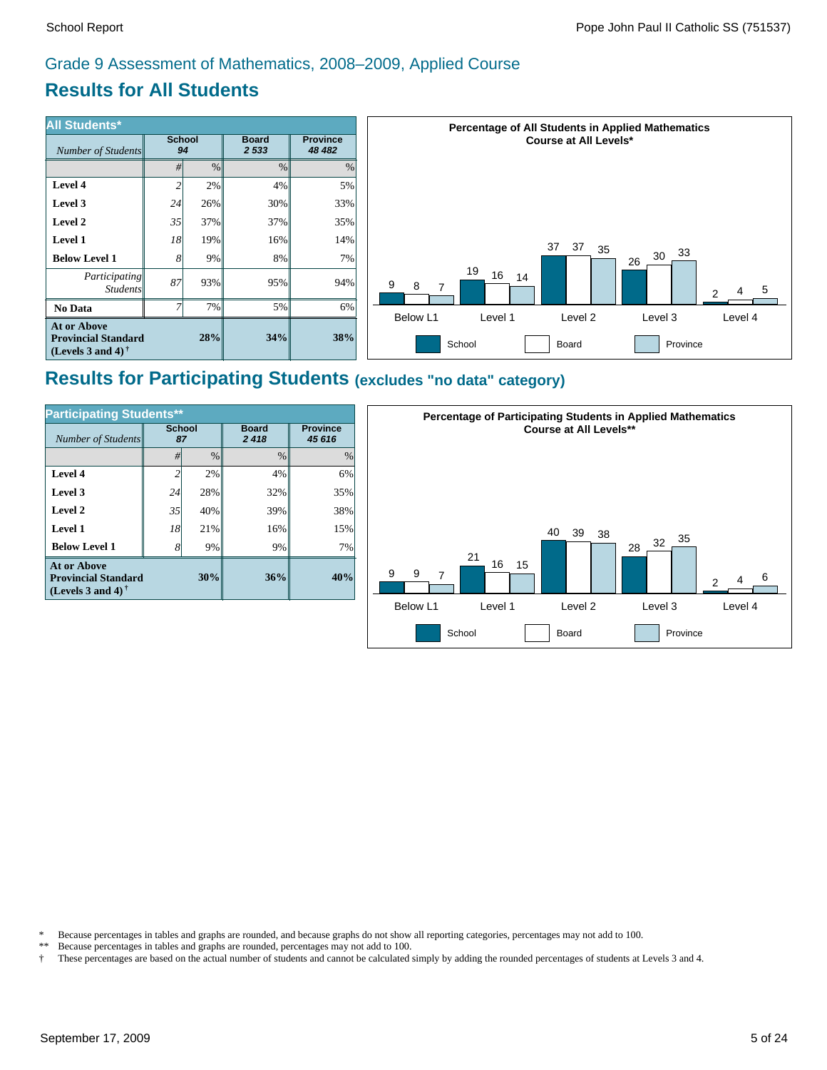Grade 9 Assessment of Mathematics, 2008–2009, Applied Course

# Results for All Students

| All Students* | School | | Board | Province |
|---|---|---|---|---|
| *Number of Students* | 94 | | 2 533 | 48 482 |
| | # | % | % | % |
| **Level 4** | 2 | 2% | 4% | 5% |
| **Level 3** | 24 | 26% | 30% | 33% |
| **Level 2** | 35 | 37% | 37% | 35% |
| **Level 1** | 18 | 19% | 16% | 14% |
| **Below Level 1** | 8 | 9% | 8% | 7% |
| *Participating Students* | 87 | 93% | 95% | 94% |
| **No Data** | 7 | 7% | 5% | 6% |
| **At or Above Provincial Standard (Levels 3 and 4)** † | | **28%** | **34%** | **38%** |

**Percentage of All Students in Applied Mathematics Course at All Levels***

| | Below L1 | Level 1 | Level 2 | Level 3 | Level 4 |
|---|---|---|---|---|---|
| School | 9 | 19 | 37 | 26 | 2 |
| Board | 8 | 16 | 37 | 30 | 4 |
| Province | 7 | 14 | 35 | 33 | 5 |

# Results for Participating Students (excludes "no data" category)

| Participating Students** | School | | Board | Province |
|---|---|---|---|---|
| *Number of Students* | 87 | | 2 418 | 45 616 |
| | # | % | % | % |
| **Level 4** | 2 | 2% | 4% | 6% |
| **Level 3** | 24 | 28% | 32% | 35% |
| **Level 2** | 35 | 40% | 39% | 38% |
| **Level 1** | 18 | 21% | 16% | 15% |
| **Below Level 1** | 8 | 9% | 9% | 7% |
| **At or Above Provincial Standard (Levels 3 and 4)** † | | **30%** | **36%** | **40%** |

**Percentage of Participating Students in Applied Mathematics Course at All Levels****

| | Below L1 | Level 1 | Level 2 | Level 3 | Level 4 |
|---|---|---|---|---|---|
| School | 9 | 21 | 40 | 28 | 2 |
| Board | 9 | 16 | 39 | 32 | 4 |
| Province | 7 | 15 | 38 | 35 | 6 |

\* Because percentages in tables and graphs are rounded, and because graphs do not show all reporting categories, percentages may not add to 100.

\** Because percentages in tables and graphs are rounded, percentages may not add to 100.

† These percentages are based on the actual number of students and cannot be calculated simply by adding the rounded percentages of students at Levels 3 and 4.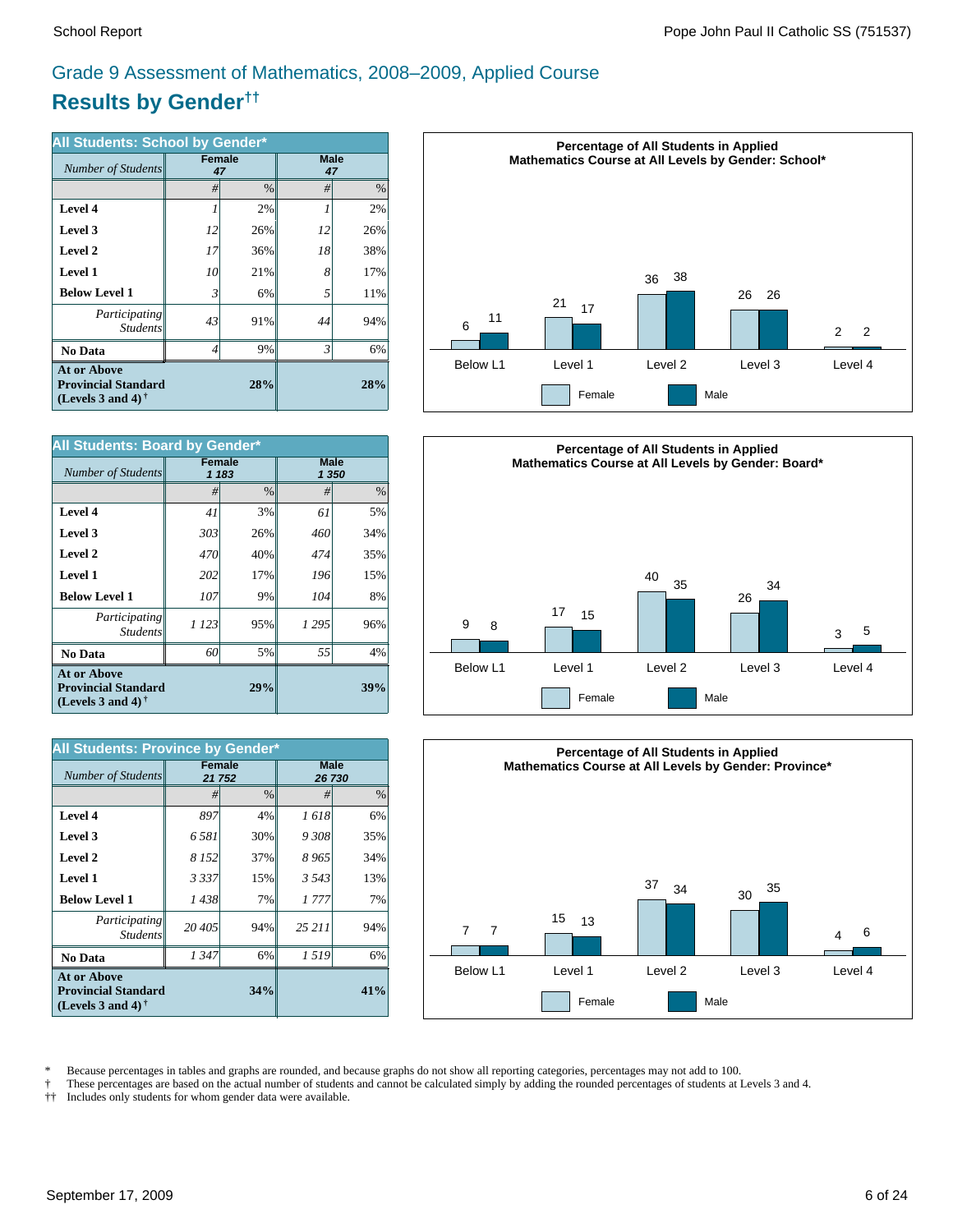# Grade 9 Assessment of Mathematics, 2008–2009, Applied Course

## Results by Gender††

| All Students: School by Gender* | Female | | Male | |
|---|---|---|---|---|
| *Number of Students* | *47* | | *47* | |
| | # | % | # | % |
| **Level 4** | *1* | 2% | *1* | 2% |
| **Level 3** | *12* | 26% | *12* | 26% |
| **Level 2** | *17* | 36% | *18* | 38% |
| **Level 1** | *10* | 21% | *8* | 17% |
| **Below Level 1** | *3* | 6% | *5* | 11% |
| *Participating Students* | *43* | 91% | *44* | 94% |
| **No Data** | *4* | 9% | *3* | 6% |
| **At or Above Provincial Standard (Levels 3 and 4)†** | | **28%** | | **28%** |

**Percentage of All Students in Applied Mathematics Course at All Levels by Gender: School***

| | Below L1 | Level 1 | Level 2 | Level 3 | Level 4 |
|---|---|---|---|---|---|
| Female | 6 | 21 | 36 | 26 | 2 |
| Male | 11 | 17 | 38 | 26 | 2 |

| All Students: Board by Gender* | Female | | Male | |
|---|---|---|---|---|
| *Number of Students* | *1 183* | | *1 350* | |
| | # | % | # | % |
| **Level 4** | *41* | 3% | *61* | 5% |
| **Level 3** | *303* | 26% | *460* | 34% |
| **Level 2** | *470* | 40% | *474* | 35% |
| **Level 1** | *202* | 17% | *196* | 15% |
| **Below Level 1** | *107* | 9% | *104* | 8% |
| *Participating Students* | *1 123* | 95% | *1 295* | 96% |
| **No Data** | *60* | 5% | *55* | 4% |
| **At or Above Provincial Standard (Levels 3 and 4)†** | | **29%** | | **39%** |

**Percentage of All Students in Applied Mathematics Course at All Levels by Gender: Board***

| | Below L1 | Level 1 | Level 2 | Level 3 | Level 4 |
|---|---|---|---|---|---|
| Female | 9 | 17 | 40 | 26 | 3 |
| Male | 8 | 15 | 35 | 34 | 5 |

| All Students: Province by Gender* | Female | | Male | |
|---|---|---|---|---|
| *Number of Students* | *21 752* | | *26 730* | |
| | # | % | # | % |
| **Level 4** | *897* | 4% | *1 618* | 6% |
| **Level 3** | *6 581* | 30% | *9 308* | 35% |
| **Level 2** | *8 152* | 37% | *8 965* | 34% |
| **Level 1** | *3 337* | 15% | *3 543* | 13% |
| **Below Level 1** | *1 438* | 7% | *1 777* | 7% |
| *Participating Students* | *20 405* | 94% | *25 211* | 94% |
| **No Data** | *1 347* | 6% | *1 519* | 6% |
| **At or Above Provincial Standard (Levels 3 and 4)†** | | **34%** | | **41%** |

**Percentage of All Students in Applied Mathematics Course at All Levels by Gender: Province***

| | Below L1 | Level 1 | Level 2 | Level 3 | Level 4 |
|---|---|---|---|---|---|
| Female | 7 | 15 | 37 | 30 | 4 |
| Male | 7 | 13 | 34 | 35 | 6 |

\* Because percentages in tables and graphs are rounded, and because graphs do not show all reporting categories, percentages may not add to 100.
† These percentages are based on the actual number of students and cannot be calculated simply by adding the rounded percentages of students at Levels 3 and 4.
†† Includes only students for whom gender data were available.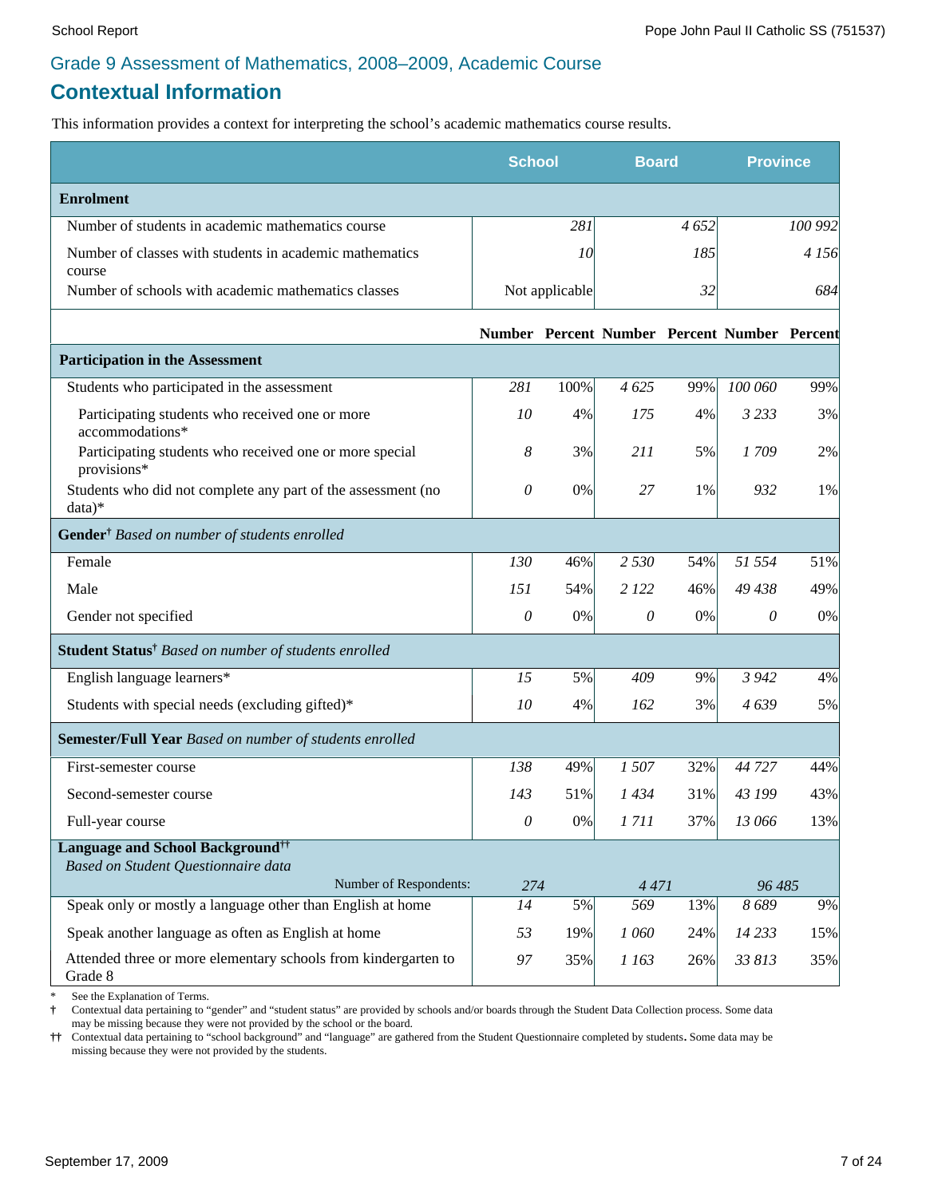## Grade 9 Assessment of Mathematics, 2008–2009, Academic Course

# Contextual Information

This information provides a context for interpreting the school's academic mathematics course results.

| | School | | Board | | Province | |
|---|---|---|---|---|---|---|
| **Enrolment** | | | | | | |
| Number of students in academic mathematics course | | 281 | | 4 652 | | 100 992 |
| Number of classes with students in academic mathematics course | | 10 | | 185 | | 4 156 |
| Number of schools with academic mathematics classes | | Not applicable | | 32 | | 684 |
| | **Number** | **Percent** | **Number** | **Percent** | **Number** | **Percent** |
| **Participation in the Assessment** | | | | | | |
| Students who participated in the assessment | 281 | 100% | 4 625 | 99% | 100 060 | 99% |
| Participating students who received one or more accommodations* | 10 | 4% | 175 | 4% | 3 233 | 3% |
| Participating students who received one or more special provisions* | 8 | 3% | 211 | 5% | 1 709 | 2% |
| Students who did not complete any part of the assessment (no data)* | 0 | 0% | 27 | 1% | 932 | 1% |
| **Gender**† *Based on number of students enrolled* | | | | | | |
| Female | 130 | 46% | 2 530 | 54% | 51 554 | 51% |
| Male | 151 | 54% | 2 122 | 46% | 49 438 | 49% |
| Gender not specified | 0 | 0% | 0 | 0% | 0 | 0% |
| **Student Status**† *Based on number of students enrolled* | | | | | | |
| English language learners* | 15 | 5% | 409 | 9% | 3 942 | 4% |
| Students with special needs (excluding gifted)* | 10 | 4% | 162 | 3% | 4 639 | 5% |
| **Semester/Full Year** *Based on number of students enrolled* | | | | | | |
| First-semester course | 138 | 49% | 1 507 | 32% | 44 727 | 44% |
| Second-semester course | 143 | 51% | 1 434 | 31% | 43 199 | 43% |
| Full-year course | 0 | 0% | 1 711 | 37% | 13 066 | 13% |
| **Language and School Background**†† *Based on Student Questionnaire data* | | | | | | |
| Number of Respondents: | 274 | | 4 471 | | 96 485 | |
| Speak only or mostly a language other than English at home | 14 | 5% | 569 | 13% | 8 689 | 9% |
| Speak another language as often as English at home | 53 | 19% | 1 060 | 24% | 14 233 | 15% |
| Attended three or more elementary schools from kindergarten to Grade 8 | 97 | 35% | 1 163 | 26% | 33 813 | 35% |

\* See the Explanation of Terms.

† Contextual data pertaining to "gender" and "student status" are provided by schools and/or boards through the Student Data Collection process. Some data may be missing because they were not provided by the school or the board.

†† Contextual data pertaining to "school background" and "language" are gathered from the Student Questionnaire completed by students. Some data may be missing because they were not provided by the students.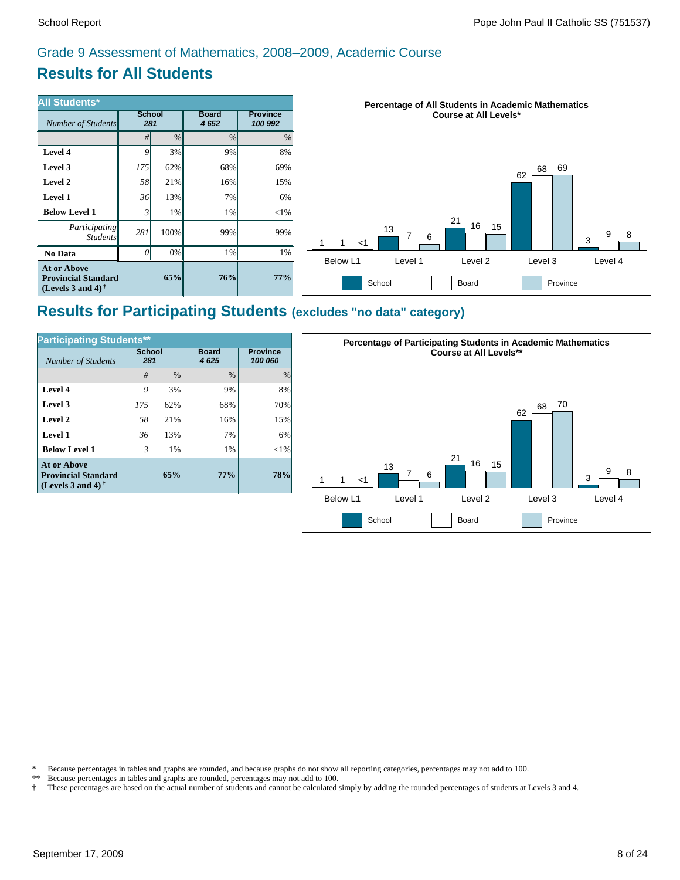## Grade 9 Assessment of Mathematics, 2008–2009, Academic Course

# Results for All Students

| All Students* | School | | Board | Province |
|---|---|---|---|---|
| *Number of Students* | *281* | | *4 652* | *100 992* |
| | # | % | % | % |
| **Level 4** | *9* | 3% | 9% | 8% |
| **Level 3** | *175* | 62% | 68% | 69% |
| **Level 2** | *58* | 21% | 16% | 15% |
| **Level 1** | *36* | 13% | 7% | 6% |
| **Below Level 1** | *3* | 1% | 1% | <1% |
| *Participating Students* | *281* | 100% | 99% | 99% |
| **No Data** | *0* | 0% | 1% | 1% |
| **At or Above Provincial Standard (Levels 3 and 4)†** | | **65%** | **76%** | **77%** |

**Percentage of All Students in Academic Mathematics Course at All Levels***

| | School | Board | Province |
|---|---|---|---|
| Below L1 | 1 | 1 | <1 |
| Level 1 | 13 | 7 | 6 |
| Level 2 | 21 | 16 | 15 |
| Level 3 | 62 | 68 | 69 |
| Level 4 | 3 | 9 | 8 |

# Results for Participating Students (excludes "no data" category)

| Participating Students** | School | | Board | Province |
|---|---|---|---|---|
| *Number of Students* | *281* | | *4 625* | *100 060* |
| | # | % | % | % |
| **Level 4** | *9* | 3% | 9% | 8% |
| **Level 3** | *175* | 62% | 68% | 70% |
| **Level 2** | *58* | 21% | 16% | 15% |
| **Level 1** | *36* | 13% | 7% | 6% |
| **Below Level 1** | *3* | 1% | 1% | <1% |
| **At or Above Provincial Standard (Levels 3 and 4)†** | | **65%** | **77%** | **78%** |

**Percentage of Participating Students in Academic Mathematics Course at All Levels****

| | School | Board | Province |
|---|---|---|---|
| Below L1 | 1 | 1 | <1 |
| Level 1 | 13 | 7 | 6 |
| Level 2 | 21 | 16 | 15 |
| Level 3 | 62 | 68 | 70 |
| Level 4 | 3 | 9 | 8 |

\* Because percentages in tables and graphs are rounded, and because graphs do not show all reporting categories, percentages may not add to 100.
** Because percentages in tables and graphs are rounded, percentages may not add to 100.
† These percentages are based on the actual number of students and cannot be calculated simply by adding the rounded percentages of students at Levels 3 and 4.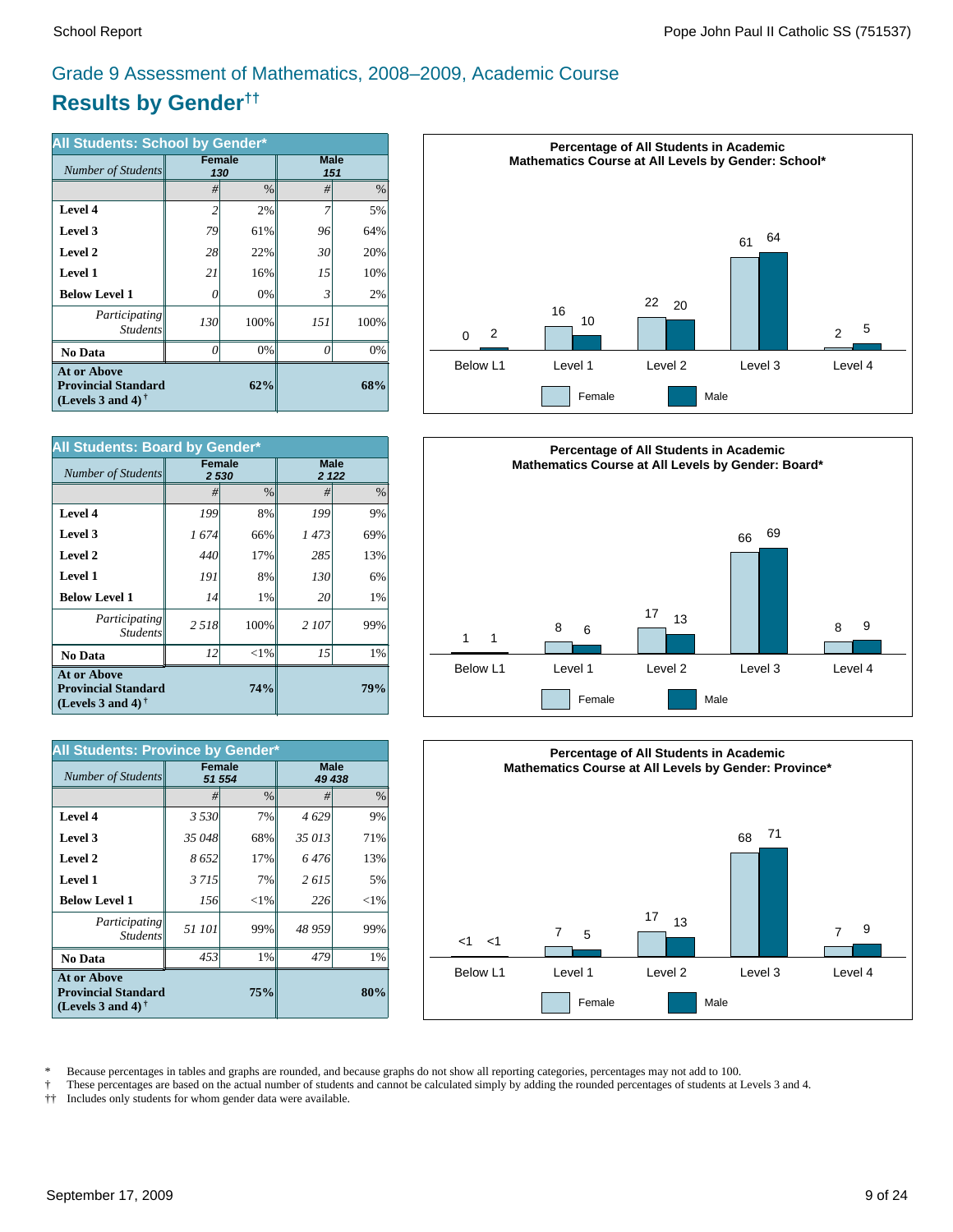## Grade 9 Assessment of Mathematics, 2008–2009, Academic Course

# Results by Gender††

| All Students: School by Gender* | Female | | Male | |
|---|---|---|---|---|
| *Number of Students* | *130* | | *151* | |
| | # | % | # | % |
| **Level 4** | *2* | 2% | *7* | 5% |
| **Level 3** | *79* | 61% | *96* | 64% |
| **Level 2** | *28* | 22% | *30* | 20% |
| **Level 1** | *21* | 16% | *15* | 10% |
| **Below Level 1** | *0* | 0% | *3* | 2% |
| *Participating Students* | *130* | 100% | *151* | 100% |
| **No Data** | *0* | 0% | *0* | 0% |
| **At or Above Provincial Standard (Levels 3 and 4)†** | | **62%** | | **68%** |

**Percentage of All Students in Academic Mathematics Course at All Levels by Gender: School***

| | Below L1 | Level 1 | Level 2 | Level 3 | Level 4 |
|---|---|---|---|---|---|
| Female | 0 | 16 | 22 | 61 | 2 |
| Male | 2 | 10 | 20 | 64 | 5 |

| All Students: Board by Gender* | Female | | Male | |
|---|---|---|---|---|
| *Number of Students* | *2 530* | | *2 122* | |
| | # | % | # | % |
| **Level 4** | *199* | 8% | *199* | 9% |
| **Level 3** | *1 674* | 66% | *1 473* | 69% |
| **Level 2** | *440* | 17% | *285* | 13% |
| **Level 1** | *191* | 8% | *130* | 6% |
| **Below Level 1** | *14* | 1% | *20* | 1% |
| *Participating Students* | *2 518* | 100% | *2 107* | 99% |
| **No Data** | *12* | <1% | *15* | 1% |
| **At or Above Provincial Standard (Levels 3 and 4)†** | | **74%** | | **79%** |

**Percentage of All Students in Academic Mathematics Course at All Levels by Gender: Board***

| | Below L1 | Level 1 | Level 2 | Level 3 | Level 4 |
|---|---|---|---|---|---|
| Female | 1 | 8 | 17 | 66 | 8 |
| Male | 1 | 6 | 13 | 69 | 9 |

| All Students: Province by Gender* | Female | | Male | |
|---|---|---|---|---|
| *Number of Students* | *51 554* | | *49 438* | |
| | # | % | # | % |
| **Level 4** | *3 530* | 7% | *4 629* | 9% |
| **Level 3** | *35 048* | 68% | *35 013* | 71% |
| **Level 2** | *8 652* | 17% | *6 476* | 13% |
| **Level 1** | *3 715* | 7% | *2 615* | 5% |
| **Below Level 1** | *156* | <1% | *226* | <1% |
| *Participating Students* | *51 101* | 99% | *48 959* | 99% |
| **No Data** | *453* | 1% | *479* | 1% |
| **At or Above Provincial Standard (Levels 3 and 4)†** | | **75%** | | **80%** |

**Percentage of All Students in Academic Mathematics Course at All Levels by Gender: Province***

| | Below L1 | Level 1 | Level 2 | Level 3 | Level 4 |
|---|---|---|---|---|---|
| Female | <1 | 7 | 17 | 68 | 7 |
| Male | <1 | 5 | 13 | 71 | 9 |

\* Because percentages in tables and graphs are rounded, and because graphs do not show all reporting categories, percentages may not add to 100.
† These percentages are based on the actual number of students and cannot be calculated simply by adding the rounded percentages of students at Levels 3 and 4.
†† Includes only students for whom gender data were available.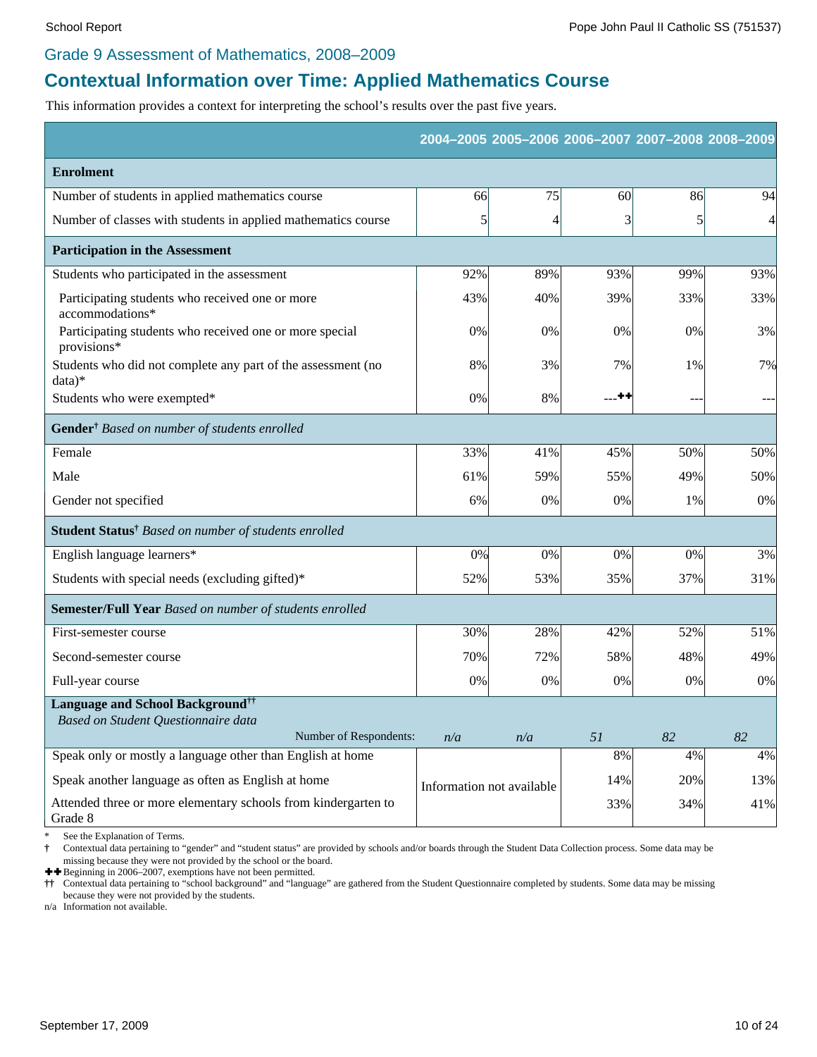School Report — Pope John Paul II Catholic SS (751537)

## Grade 9 Assessment of Mathematics, 2008–2009

# Contextual Information over Time: Applied Mathematics Course

This information provides a context for interpreting the school's results over the past five years.

| | 2004–2005 | 2005–2006 | 2006–2007 | 2007–2008 | 2008–2009 |
|---|---|---|---|---|---|
| **Enrolment** | | | | | |
| Number of students in applied mathematics course | 66 | 75 | 60 | 86 | 94 |
| Number of classes with students in applied mathematics course | 5 | 4 | 3 | 5 | 4 |
| **Participation in the Assessment** | | | | | |
| Students who participated in the assessment | 92% | 89% | 93% | 99% | 93% |
| Participating students who received one or more accommodations* | 43% | 40% | 39% | 33% | 33% |
| Participating students who received one or more special provisions* | 0% | 0% | 0% | 0% | 3% |
| Students who did not complete any part of the assessment (no data)* | 8% | 3% | 7% | 1% | 7% |
| Students who were exempted* | 0% | 8% | ---✚✚ | --- | --- |
| **Gender**† *Based on number of students enrolled* | | | | | |
| Female | 33% | 41% | 45% | 50% | 50% |
| Male | 61% | 59% | 55% | 49% | 50% |
| Gender not specified | 6% | 0% | 0% | 1% | 0% |
| **Student Status**† *Based on number of students enrolled* | | | | | |
| English language learners* | 0% | 0% | 0% | 0% | 3% |
| Students with special needs (excluding gifted)* | 52% | 53% | 35% | 37% | 31% |
| **Semester/Full Year** *Based on number of students enrolled* | | | | | |
| First-semester course | 30% | 28% | 42% | 52% | 51% |
| Second-semester course | 70% | 72% | 58% | 48% | 49% |
| Full-year course | 0% | 0% | 0% | 0% | 0% |
| **Language and School Background**†† *Based on Student Questionnaire data* — Number of Respondents: | *n/a* | *n/a* | *51* | *82* | *82* |
| Speak only or mostly a language other than English at home | Information not available | | 8% | 4% | 4% |
| Speak another language as often as English at home | | | 14% | 20% | 13% |
| Attended three or more elementary schools from kindergarten to Grade 8 | | | 33% | 34% | 41% |

\* See the Explanation of Terms.
† Contextual data pertaining to "gender" and "student status" are provided by schools and/or boards through the Student Data Collection process. Some data may be missing because they were not provided by the school or the board.
✚✚ Beginning in 2006–2007, exemptions have not been permitted.
†† Contextual data pertaining to "school background" and "language" are gathered from the Student Questionnaire completed by students. Some data may be missing because they were not provided by the students.
n/a Information not available.

September 17, 2009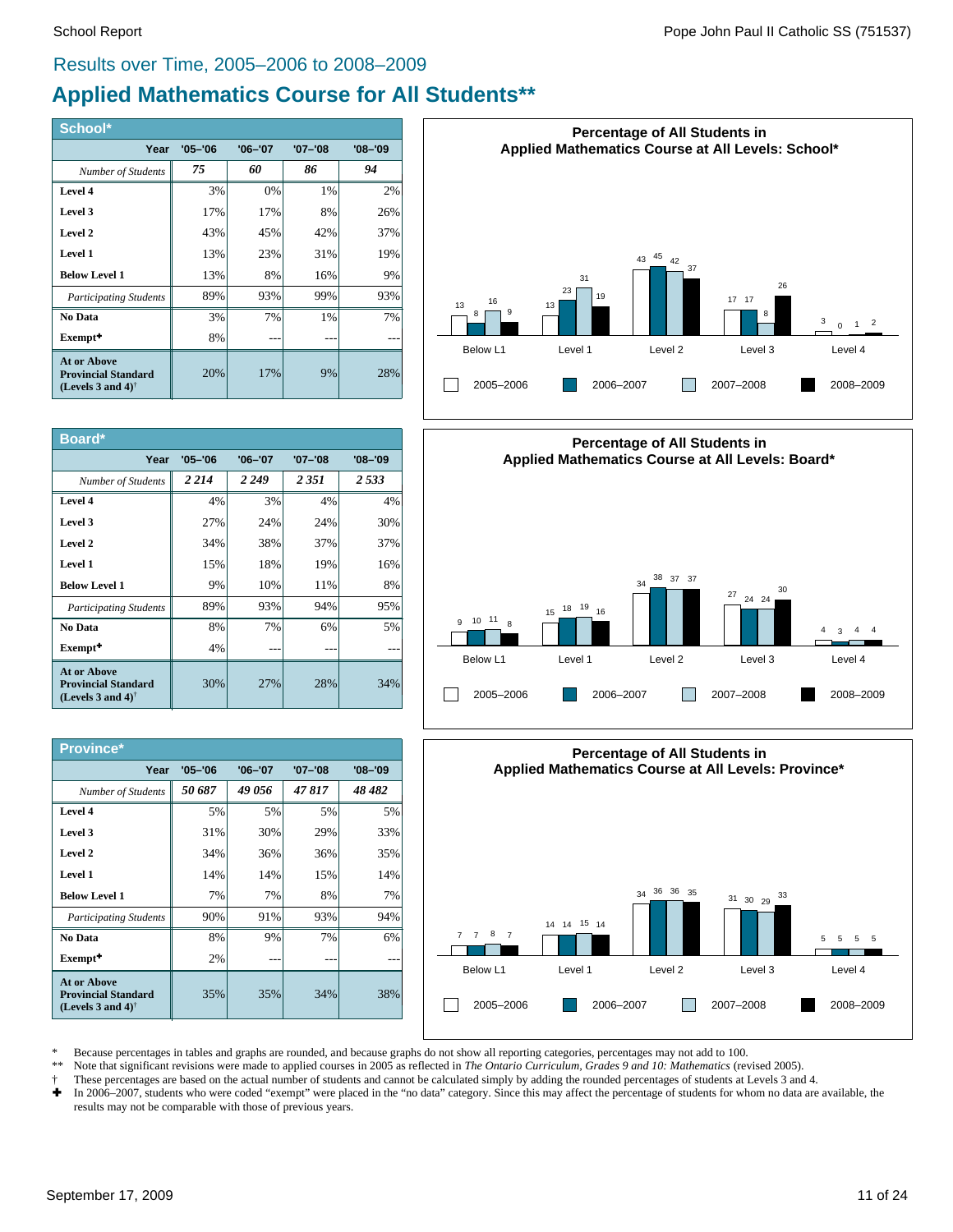## Results over Time, 2005–2006 to 2008–2009

# Applied Mathematics Course for All Students**

### School*

| Year | '05–'06 | '06–'07 | '07–'08 | '08–'09 |
|---|---|---|---|---|
| *Number of Students* | *75* | *60* | *86* | *94* |
| **Level 4** | 3% | 0% | 1% | 2% |
| **Level 3** | 17% | 17% | 8% | 26% |
| **Level 2** | 43% | 45% | 42% | 37% |
| **Level 1** | 13% | 23% | 31% | 19% |
| **Below Level 1** | 13% | 8% | 16% | 9% |
| *Participating Students* | 89% | 93% | 99% | 93% |
| **No Data** | 3% | 7% | 1% | 7% |
| **Exempt✚** | 8% | --- | --- | --- |
| **At or Above Provincial Standard (Levels 3 and 4)†** | 20% | 17% | 9% | 28% |

**Percentage of All Students in Applied Mathematics Course at All Levels: School***

| | Below L1 | Level 1 | Level 2 | Level 3 | Level 4 |
|---|---|---|---|---|---|
| 2005–2006 | 13 | 13 | 43 | 17 | 3 |
| 2006–2007 | 8 | 23 | 45 | 17 | 0 |
| 2007–2008 | 16 | 31 | 42 | 8 | 1 |
| 2008–2009 | 9 | 19 | 37 | 26 | 2 |

### Board*

| Year | '05–'06 | '06–'07 | '07–'08 | '08–'09 |
|---|---|---|---|---|
| *Number of Students* | *2 214* | *2 249* | *2 351* | *2 533* |
| **Level 4** | 4% | 3% | 4% | 4% |
| **Level 3** | 27% | 24% | 24% | 30% |
| **Level 2** | 34% | 38% | 37% | 37% |
| **Level 1** | 15% | 18% | 19% | 16% |
| **Below Level 1** | 9% | 10% | 11% | 8% |
| *Participating Students* | 89% | 93% | 94% | 95% |
| **No Data** | 8% | 7% | 6% | 5% |
| **Exempt✚** | 4% | --- | --- | --- |
| **At or Above Provincial Standard (Levels 3 and 4)†** | 30% | 27% | 28% | 34% |

**Percentage of All Students in Applied Mathematics Course at All Levels: Board***

| | Below L1 | Level 1 | Level 2 | Level 3 | Level 4 |
|---|---|---|---|---|---|
| 2005–2006 | 9 | 15 | 34 | 27 | 4 |
| 2006–2007 | 10 | 18 | 38 | 24 | 3 |
| 2007–2008 | 11 | 19 | 37 | 24 | 4 |
| 2008–2009 | 8 | 16 | 37 | 30 | 4 |

### Province*

| Year | '05–'06 | '06–'07 | '07–'08 | '08–'09 |
|---|---|---|---|---|
| *Number of Students* | *50 687* | *49 056* | *47 817* | *48 482* |
| **Level 4** | 5% | 5% | 5% | 5% |
| **Level 3** | 31% | 30% | 29% | 33% |
| **Level 2** | 34% | 36% | 36% | 35% |
| **Level 1** | 14% | 14% | 15% | 14% |
| **Below Level 1** | 7% | 7% | 8% | 7% |
| *Participating Students* | 90% | 91% | 93% | 94% |
| **No Data** | 8% | 9% | 7% | 6% |
| **Exempt✚** | 2% | --- | --- | --- |
| **At or Above Provincial Standard (Levels 3 and 4)†** | 35% | 35% | 34% | 38% |

**Percentage of All Students in Applied Mathematics Course at All Levels: Province***

| | Below L1 | Level 1 | Level 2 | Level 3 | Level 4 |
|---|---|---|---|---|---|
| 2005–2006 | 7 | 14 | 34 | 31 | 5 |
| 2006–2007 | 7 | 14 | 36 | 30 | 5 |
| 2007–2008 | 8 | 15 | 36 | 29 | 5 |
| 2008–2009 | 7 | 14 | 35 | 33 | 5 |

\* Because percentages in tables and graphs are rounded, and because graphs do not show all reporting categories, percentages may not add to 100.

** Note that significant revisions were made to applied courses in 2005 as reflected in *The Ontario Curriculum, Grades 9 and 10: Mathematics* (revised 2005).

† These percentages are based on the actual number of students and cannot be calculated simply by adding the rounded percentages of students at Levels 3 and 4.

✚ In 2006–2007, students who were coded "exempt" were placed in the "no data" category. Since this may affect the percentage of students for whom no data are available, the results may not be comparable with those of previous years.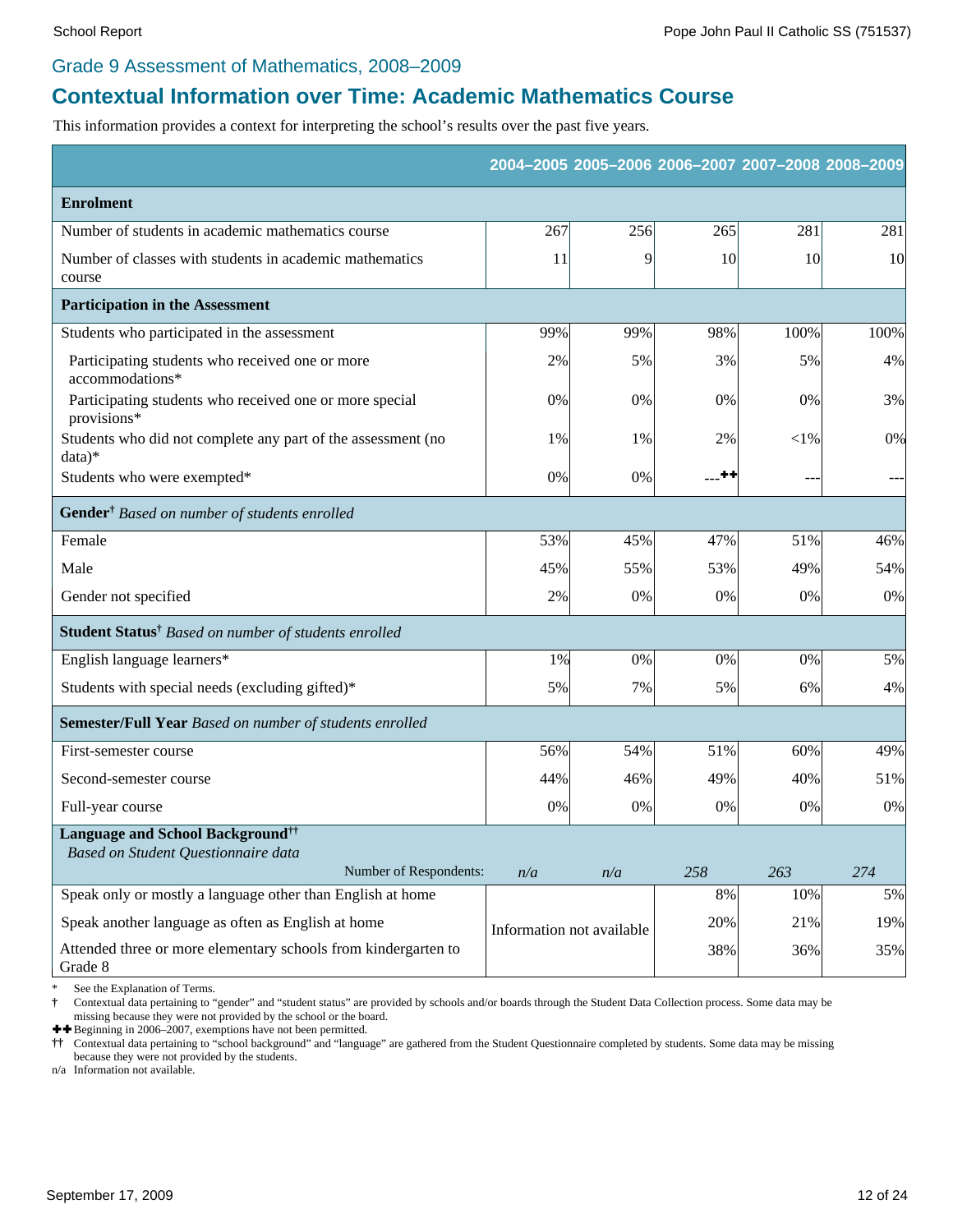## Grade 9 Assessment of Mathematics, 2008–2009

# Contextual Information over Time: Academic Mathematics Course

This information provides a context for interpreting the school's results over the past five years.

| | 2004–2005 | 2005–2006 | 2006–2007 | 2007–2008 | 2008–2009 |
|---|---|---|---|---|---|
| **Enrolment** | | | | | |
| Number of students in academic mathematics course | 267 | 256 | 265 | 281 | 281 |
| Number of classes with students in academic mathematics course | 11 | 9 | 10 | 10 | 10 |
| **Participation in the Assessment** | | | | | |
| Students who participated in the assessment | 99% | 99% | 98% | 100% | 100% |
| Participating students who received one or more accommodations* | 2% | 5% | 3% | 5% | 4% |
| Participating students who received one or more special provisions* | 0% | 0% | 0% | 0% | 3% |
| Students who did not complete any part of the assessment (no data)* | 1% | 1% | 2% | <1% | 0% |
| Students who were exempted* | 0% | 0% | ---✚✚ | --- | --- |
| **Gender**† *Based on number of students enrolled* | | | | | |
| Female | 53% | 45% | 47% | 51% | 46% |
| Male | 45% | 55% | 53% | 49% | 54% |
| Gender not specified | 2% | 0% | 0% | 0% | 0% |
| **Student Status**† *Based on number of students enrolled* | | | | | |
| English language learners* | 1% | 0% | 0% | 0% | 5% |
| Students with special needs (excluding gifted)* | 5% | 7% | 5% | 6% | 4% |
| **Semester/Full Year** *Based on number of students enrolled* | | | | | |
| First-semester course | 56% | 54% | 51% | 60% | 49% |
| Second-semester course | 44% | 46% | 49% | 40% | 51% |
| Full-year course | 0% | 0% | 0% | 0% | 0% |
| **Language and School Background**†† *Based on Student Questionnaire data* — Number of Respondents: | *n/a* | *n/a* | *258* | *263* | *274* |
| Speak only or mostly a language other than English at home | Information not available | | 8% | 10% | 5% |
| Speak another language as often as English at home | | | 20% | 21% | 19% |
| Attended three or more elementary schools from kindergarten to Grade 8 | | | 38% | 36% | 35% |

\* See the Explanation of Terms.

† Contextual data pertaining to "gender" and "student status" are provided by schools and/or boards through the Student Data Collection process. Some data may be missing because they were not provided by the school or the board.

✚✚ Beginning in 2006–2007, exemptions have not been permitted.

†† Contextual data pertaining to "school background" and "language" are gathered from the Student Questionnaire completed by students. Some data may be missing because they were not provided by the students.

n/a Information not available.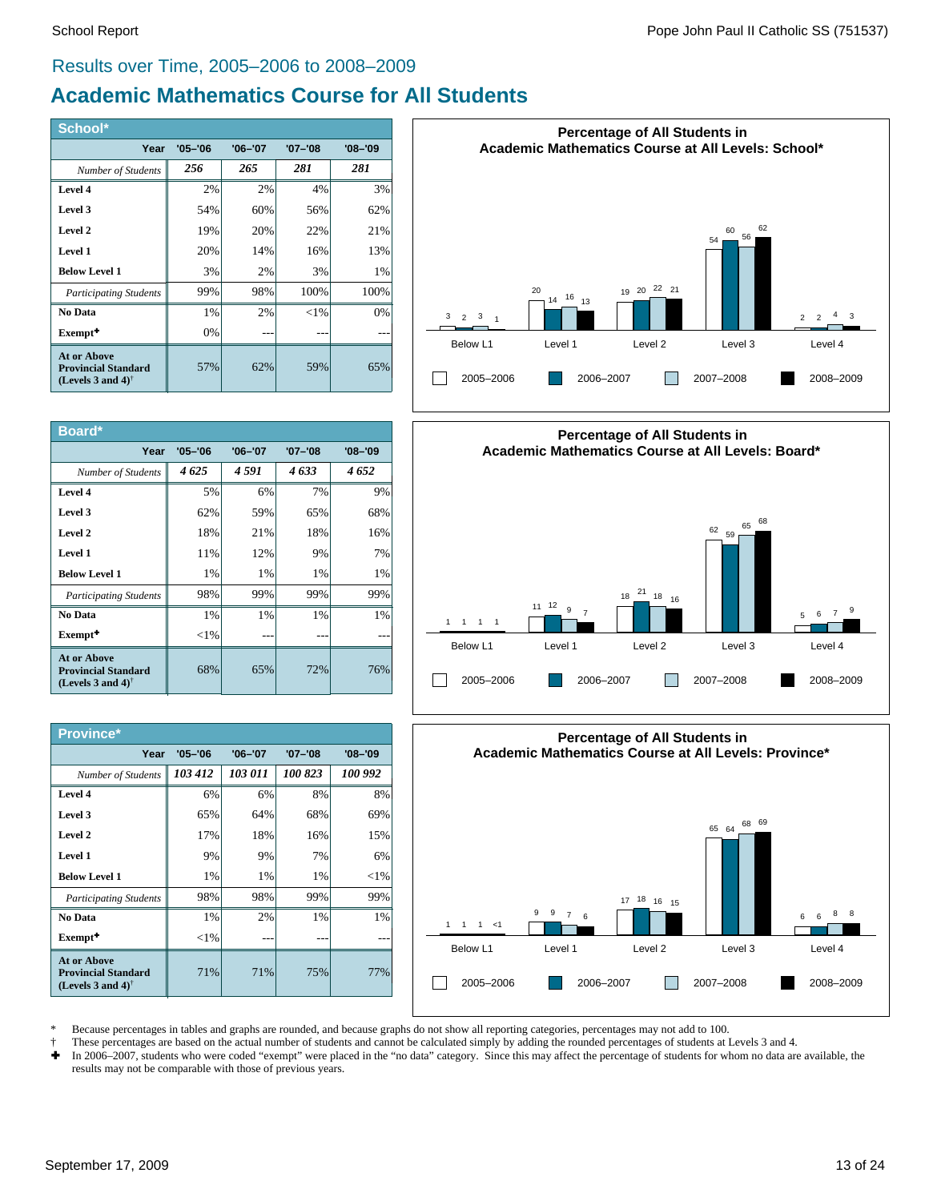## Results over Time, 2005–2006 to 2008–2009

# Academic Mathematics Course for All Students

### School*

| Year | '05–'06 | '06–'07 | '07–'08 | '08–'09 |
|---|---|---|---|---|
| *Number of Students* | ***256*** | ***265*** | ***281*** | ***281*** |
| **Level 4** | 2% | 2% | 4% | 3% |
| **Level 3** | 54% | 60% | 56% | 62% |
| **Level 2** | 19% | 20% | 22% | 21% |
| **Level 1** | 20% | 14% | 16% | 13% |
| **Below Level 1** | 3% | 2% | 3% | 1% |
| *Participating Students* | 99% | 98% | 100% | 100% |
| **No Data** | 1% | 2% | <1% | 0% |
| **Exempt✚** | 0% | --- | --- | --- |
| **At or Above Provincial Standard (Levels 3 and 4)†** | 57% | 62% | 59% | 65% |

**Percentage of All Students in Academic Mathematics Course at All Levels: School***

| | 2005–2006 | 2006–2007 | 2007–2008 | 2008–2009 |
|---|---|---|---|---|
| Below L1 | 3 | 2 | 3 | 1 |
| Level 1 | 20 | 14 | 16 | 13 |
| Level 2 | 19 | 20 | 22 | 21 |
| Level 3 | 54 | 60 | 56 | 62 |
| Level 4 | 2 | 2 | 4 | 3 |

### Board*

| Year | '05–'06 | '06–'07 | '07–'08 | '08–'09 |
|---|---|---|---|---|
| *Number of Students* | ***4 625*** | ***4 591*** | ***4 633*** | ***4 652*** |
| **Level 4** | 5% | 6% | 7% | 9% |
| **Level 3** | 62% | 59% | 65% | 68% |
| **Level 2** | 18% | 21% | 18% | 16% |
| **Level 1** | 11% | 12% | 9% | 7% |
| **Below Level 1** | 1% | 1% | 1% | 1% |
| *Participating Students* | 98% | 99% | 99% | 99% |
| **No Data** | 1% | 1% | 1% | 1% |
| **Exempt✚** | <1% | --- | --- | --- |
| **At or Above Provincial Standard (Levels 3 and 4)†** | 68% | 65% | 72% | 76% |

**Percentage of All Students in Academic Mathematics Course at All Levels: Board***

| | 2005–2006 | 2006–2007 | 2007–2008 | 2008–2009 |
|---|---|---|---|---|
| Below L1 | 1 | 1 | 1 | 1 |
| Level 1 | 11 | 12 | 9 | 7 |
| Level 2 | 18 | 21 | 18 | 16 |
| Level 3 | 62 | 59 | 65 | 68 |
| Level 4 | 5 | 6 | 7 | 9 |

### Province*

| Year | '05–'06 | '06–'07 | '07–'08 | '08–'09 |
|---|---|---|---|---|
| *Number of Students* | ***103 412*** | ***103 011*** | ***100 823*** | ***100 992*** |
| **Level 4** | 6% | 6% | 8% | 8% |
| **Level 3** | 65% | 64% | 68% | 69% |
| **Level 2** | 17% | 18% | 16% | 15% |
| **Level 1** | 9% | 9% | 7% | 6% |
| **Below Level 1** | 1% | 1% | 1% | <1% |
| *Participating Students* | 98% | 98% | 99% | 99% |
| **No Data** | 1% | 2% | 1% | 1% |
| **Exempt✚** | <1% | --- | --- | --- |
| **At or Above Provincial Standard (Levels 3 and 4)†** | 71% | 71% | 75% | 77% |

**Percentage of All Students in Academic Mathematics Course at All Levels: Province***

| | 2005–2006 | 2006–2007 | 2007–2008 | 2008–2009 |
|---|---|---|---|---|
| Below L1 | 1 | 1 | 1 | <1 |
| Level 1 | 9 | 9 | 7 | 6 |
| Level 2 | 17 | 18 | 16 | 15 |
| Level 3 | 65 | 64 | 68 | 69 |
| Level 4 | 6 | 6 | 8 | 8 |

\* Because percentages in tables and graphs are rounded, and because graphs do not show all reporting categories, percentages may not add to 100.

† These percentages are based on the actual number of students and cannot be calculated simply by adding the rounded percentages of students at Levels 3 and 4.

✚ In 2006–2007, students who were coded "exempt" were placed in the "no data" category. Since this may affect the percentage of students for whom no data are available, the results may not be comparable with those of previous years.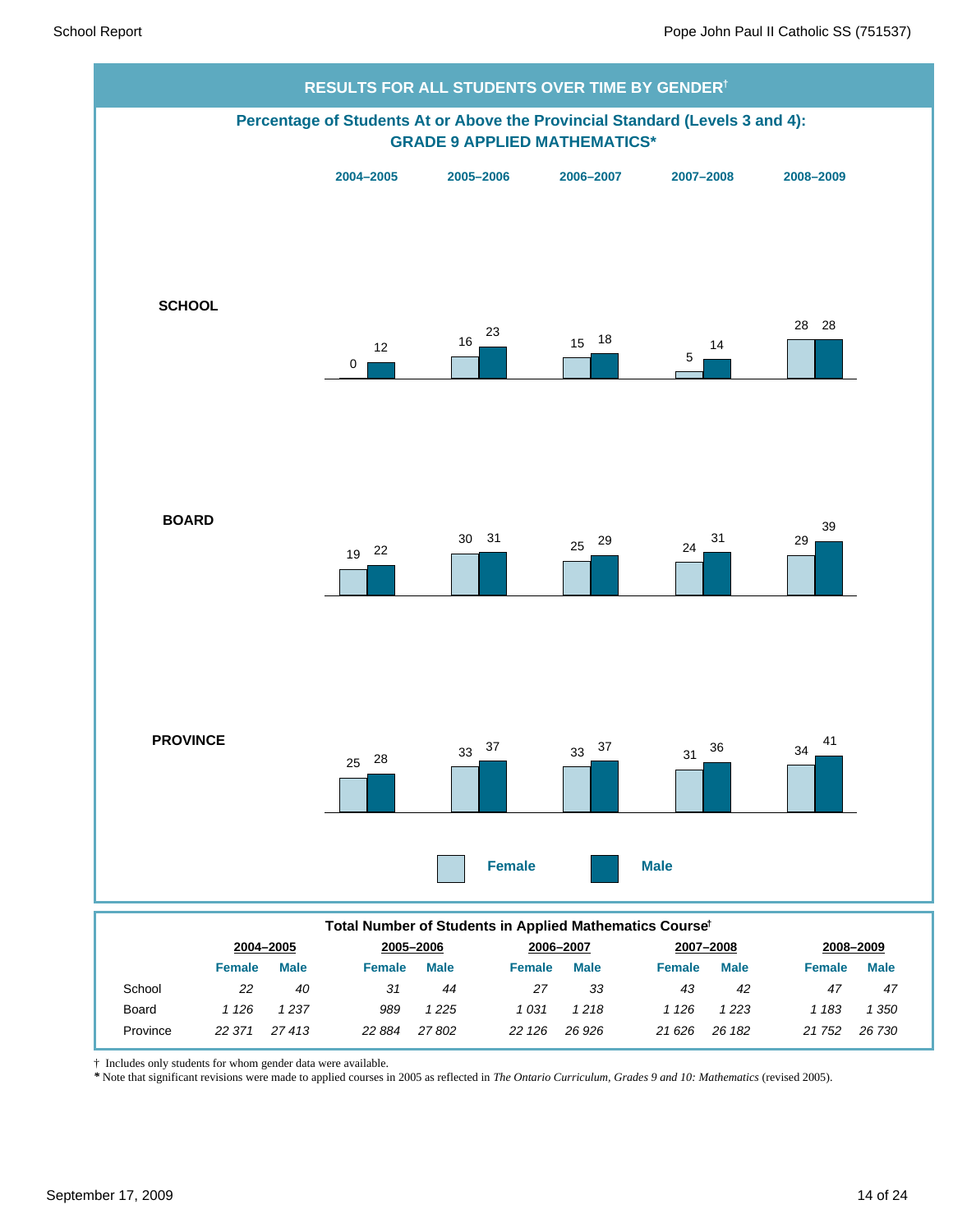## RESULTS FOR ALL STUDENTS OVER TIME BY GENDER†

### Percentage of Students At or Above the Provincial Standard (Levels 3 and 4): GRADE 9 APPLIED MATHEMATICS*

| | 2004–2005 | | 2005–2006 | | 2006–2007 | | 2007–2008 | | 2008–2009 | |
|---|---|---|---|---|---|---|---|---|---|---|
| | Female | Male | Female | Male | Female | Male | Female | Male | Female | Male |
| SCHOOL | 0 | 12 | 16 | 23 | 15 | 18 | 5 | 14 | 28 | 28 |
| BOARD | 19 | 22 | 30 | 31 | 25 | 29 | 24 | 31 | 29 | 39 |
| PROVINCE | 25 | 28 | 33 | 37 | 33 | 37 | 31 | 36 | 34 | 41 |

### Total Number of Students in Applied Mathematics Course†

| | 2004–2005 | | 2005–2006 | | 2006–2007 | | 2007–2008 | | 2008–2009 | |
|---|---|---|---|---|---|---|---|---|---|---|
| | Female | Male | Female | Male | Female | Male | Female | Male | Female | Male |
| School | *22* | *40* | *31* | *44* | *27* | *33* | *43* | *42* | *47* | *47* |
| Board | *1 126* | *1 237* | *989* | *1 225* | *1 031* | *1 218* | *1 126* | *1 223* | *1 183* | *1 350* |
| Province | *22 371* | *27 413* | *22 884* | *27 802* | *22 126* | *26 926* | *21 626* | *26 182* | *21 752* | *26 730* |

† Includes only students for whom gender data were available.

* Note that significant revisions were made to applied courses in 2005 as reflected in *The Ontario Curriculum, Grades 9 and 10: Mathematics* (revised 2005).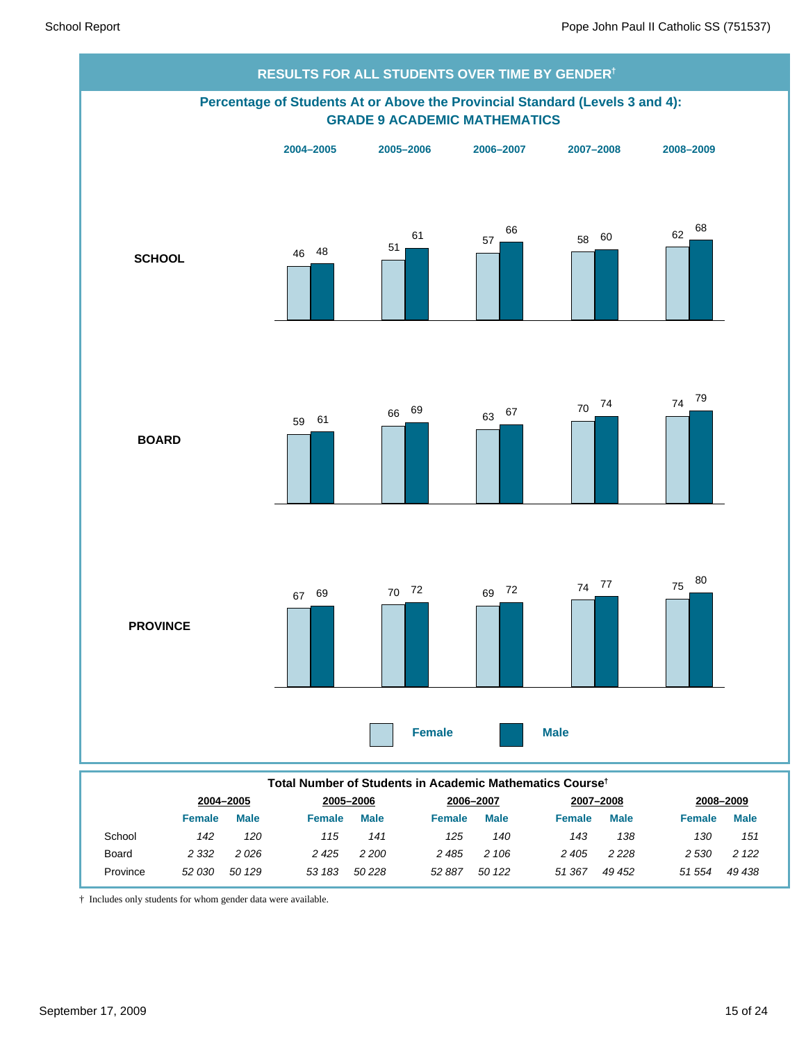## RESULTS FOR ALL STUDENTS OVER TIME BY GENDER†

### Percentage of Students At or Above the Provincial Standard (Levels 3 and 4): GRADE 9 ACADEMIC MATHEMATICS

| | 2004–2005 | | 2005–2006 | | 2006–2007 | | 2007–2008 | | 2008–2009 | |
|---|---|---|---|---|---|---|---|---|---|---|
| | Female | Male | Female | Male | Female | Male | Female | Male | Female | Male |
| **SCHOOL** | 46 | 48 | 51 | 61 | 57 | 66 | 58 | 60 | 62 | 68 |
| **BOARD** | 59 | 61 | 66 | 69 | 63 | 67 | 70 | 74 | 74 | 79 |
| **PROVINCE** | 67 | 69 | 70 | 72 | 69 | 72 | 74 | 77 | 75 | 80 |

### Total Number of Students in Academic Mathematics Course†

| | 2004–2005 | | 2005–2006 | | 2006–2007 | | 2007–2008 | | 2008–2009 | |
|---|---|---|---|---|---|---|---|---|---|---|
| | Female | Male | Female | Male | Female | Male | Female | Male | Female | Male |
| School | *142* | *120* | *115* | *141* | *125* | *140* | *143* | *138* | *130* | *151* |
| Board | *2 332* | *2 026* | *2 425* | *2 200* | *2 485* | *2 106* | *2 405* | *2 228* | *2 530* | *2 122* |
| Province | *52 030* | *50 129* | *53 183* | *50 228* | *52 887* | *50 122* | *51 367* | *49 452* | *51 554* | *49 438* |

† Includes only students for whom gender data were available.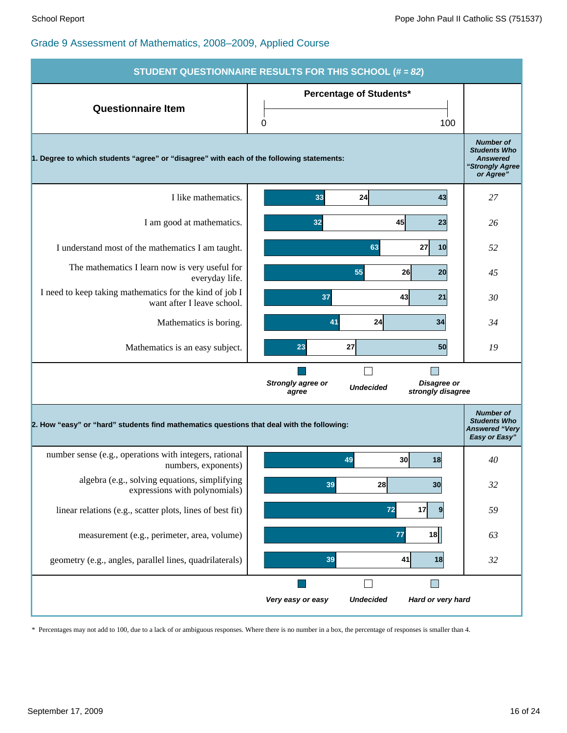Grade 9 Assessment of Mathematics, 2008–2009, Applied Course

## STUDENT QUESTIONNAIRE RESULTS FOR THIS SCHOOL (# = *82*)

Percentage of Students*

**1. Degree to which students "agree" or "disagree" with each of the following statements:**

| Questionnaire Item | Strongly agree or agree | Undecided | Disagree or strongly disagree | Number of Students Who Answered "Strongly Agree or Agree" |
|---|---|---|---|---|
| I like mathematics. | 33 | 24 | 43 | *27* |
| I am good at mathematics. | 32 | 45 | 23 | *26* |
| I understand most of the mathematics I am taught. | 63 | 27 | 10 | *52* |
| The mathematics I learn now is very useful for everyday life. | 55 | 26 | 20 | *45* |
| I need to keep taking mathematics for the kind of job I want after I leave school. | 37 | 43 | 21 | *30* |
| Mathematics is boring. | 41 | 24 | 34 | *34* |
| Mathematics is an easy subject. | 23 | 27 | 50 | *19* |

**2. How "easy" or "hard" students find mathematics questions that deal with the following:**

| Questionnaire Item | Very easy or easy | Undecided | Hard or very hard | Number of Students Who Answered "Very Easy or Easy" |
|---|---|---|---|---|
| number sense (e.g., operations with integers, rational numbers, exponents) | 49 | 30 | 18 | *40* |
| algebra (e.g., solving equations, simplifying expressions with polynomials) | 39 | 28 | 30 | *32* |
| linear relations (e.g., scatter plots, lines of best fit) | 72 | 17 | 9 | *59* |
| measurement (e.g., perimeter, area, volume) | 77 | 18 | | *63* |
| geometry (e.g., angles, parallel lines, quadrilaterals) | 39 | 41 | 18 | *32* |

\* Percentages may not add to 100, due to a lack of or ambiguous responses. Where there is no number in a box, the percentage of responses is smaller than 4.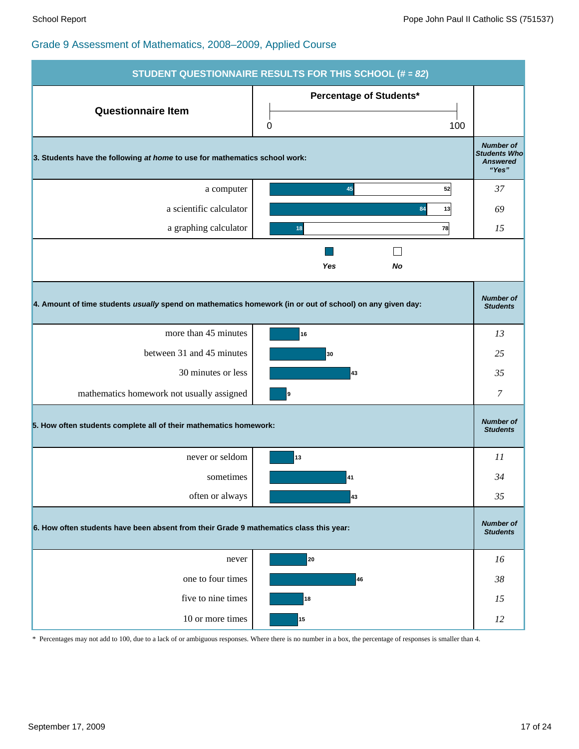## Grade 9 Assessment of Mathematics, 2008–2009, Applied Course

**STUDENT QUESTIONNAIRE RESULTS FOR THIS SCHOOL (*# = 82*)**

| Questionnaire Item | Percentage of Students* (0–100) | |
|---|---|---|
| **3. Students have the following *at home* to use for mathematics school work:** | | ***Number of Students Who Answered "Yes"*** |
| a computer | Yes: 45, No: 52 | *37* |
| a scientific calculator | Yes: 84, No: 13 | *69* |
| a graphing calculator | Yes: 18, No: 78 | *15* |
| **4. Amount of time students *usually* spend on mathematics homework (in or out of school) on any given day:** | | ***Number of Students*** |
| more than 45 minutes | 16 | *13* |
| between 31 and 45 minutes | 30 | *25* |
| 30 minutes or less | 43 | *35* |
| mathematics homework not usually assigned | 9 | *7* |
| **5. How often students complete all of their mathematics homework:** | | ***Number of Students*** |
| never or seldom | 13 | *11* |
| sometimes | 41 | *34* |
| often or always | 43 | *35* |
| **6. How often students have been absent from their Grade 9 mathematics class this year:** | | ***Number of Students*** |
| never | 20 | *16* |
| one to four times | 46 | *38* |
| five to nine times | 18 | *15* |
| 10 or more times | 15 | *12* |

\* Percentages may not add to 100, due to a lack of or ambiguous responses. Where there is no number in a box, the percentage of responses is smaller than 4.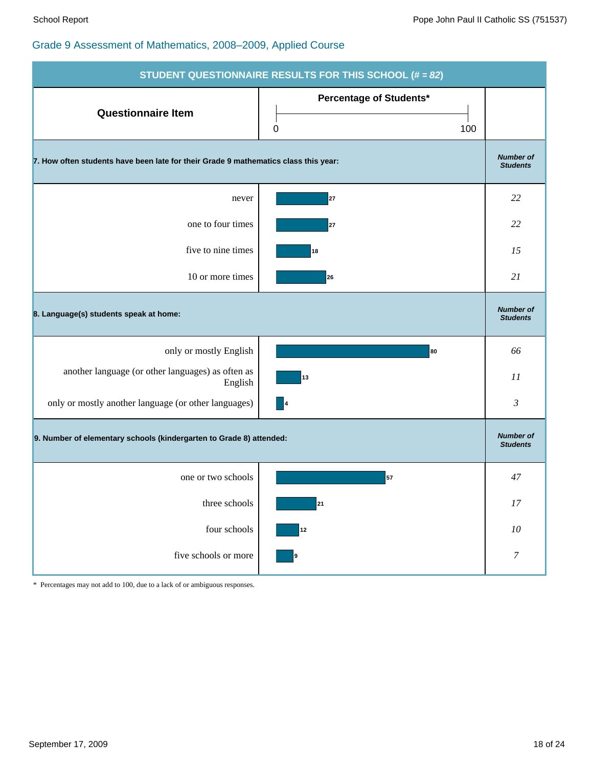## Grade 9 Assessment of Mathematics, 2008–2009, Applied Course

**STUDENT QUESTIONNAIRE RESULTS FOR THIS SCHOOL (# = *82*)**

| Questionnaire Item | Percentage of Students* | Number of Students |
|---|---|---|
| **7. How often students have been late for their Grade 9 mathematics class this year:** | | |
| never | 27 | *22* |
| one to four times | 27 | *22* |
| five to nine times | 18 | *15* |
| 10 or more times | 26 | *21* |
| **8. Language(s) students speak at home:** | | |
| only or mostly English | 80 | *66* |
| another language (or other languages) as often as English | 13 | *11* |
| only or mostly another language (or other languages) | 4 | *3* |
| **9. Number of elementary schools (kindergarten to Grade 8) attended:** | | |
| one or two schools | 57 | *47* |
| three schools | 21 | *17* |
| four schools | 12 | *10* |
| five schools or more | 9 | *7* |

\* Percentages may not add to 100, due to a lack of or ambiguous responses.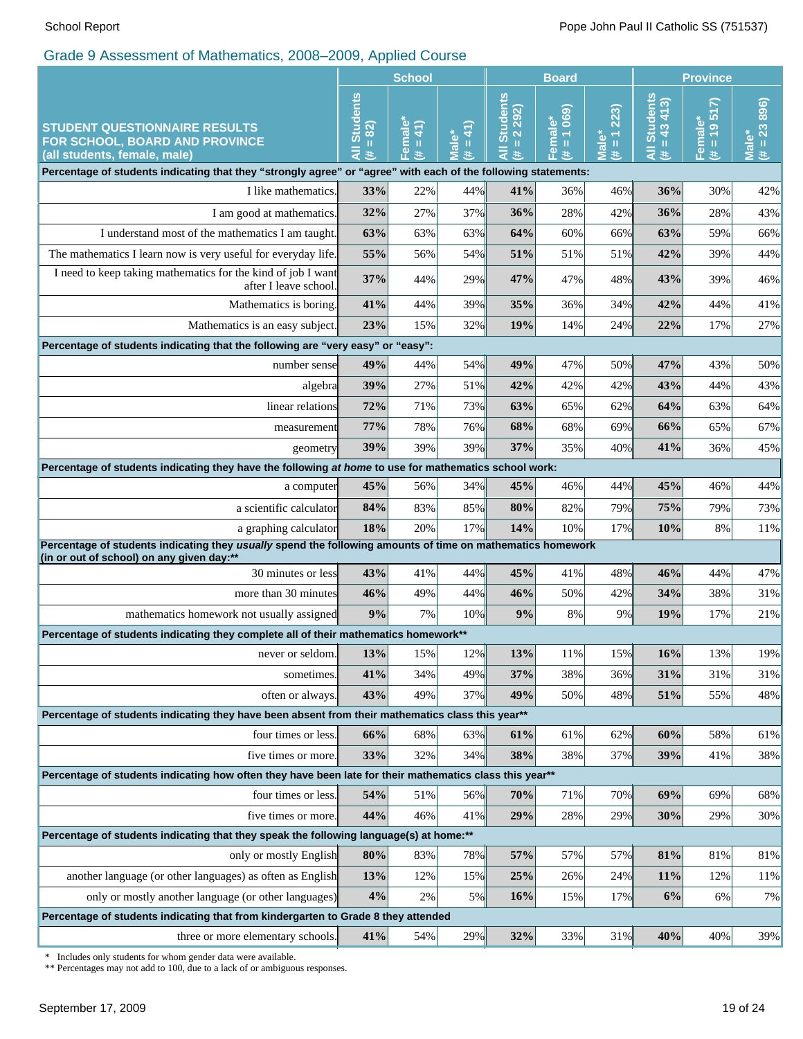## Grade 9 Assessment of Mathematics, 2008–2009, Applied Course

| STUDENT QUESTIONNAIRE RESULTS FOR SCHOOL, BOARD AND PROVINCE (all students, female, male) | School | | | Board | | | Province | | |
|---|---|---|---|---|---|---|---|---|---|
| | All Students (# = 82) | Female* (# = 41) | Male* (# = 41) | All Students (# = 2 292) | Female* (# = 1 069) | Male* (# = 1 223) | All Students (# = 43 413) | Female* (# = 19 517) | Male* (# = 23 896) |
| **Percentage of students indicating that they "strongly agree" or "agree" with each of the following statements:** | | | | | | | | | |
| I like mathematics. | **33%** | 22% | 44% | **41%** | 36% | 46% | **36%** | 30% | 42% |
| I am good at mathematics. | **32%** | 27% | 37% | **36%** | 28% | 42% | **36%** | 28% | 43% |
| I understand most of the mathematics I am taught. | **63%** | 63% | 63% | **64%** | 60% | 66% | **63%** | 59% | 66% |
| The mathematics I learn now is very useful for everyday life. | **55%** | 56% | 54% | **51%** | 51% | 51% | **42%** | 39% | 44% |
| I need to keep taking mathematics for the kind of job I want after I leave school. | **37%** | 44% | 29% | **47%** | 47% | 48% | **43%** | 39% | 46% |
| Mathematics is boring. | **41%** | 44% | 39% | **35%** | 36% | 34% | **42%** | 44% | 41% |
| Mathematics is an easy subject. | **23%** | 15% | 32% | **19%** | 14% | 24% | **22%** | 17% | 27% |
| **Percentage of students indicating that the following are "very easy" or "easy":** | | | | | | | | | |
| number sense | **49%** | 44% | 54% | **49%** | 47% | 50% | **47%** | 43% | 50% |
| algebra | **39%** | 27% | 51% | **42%** | 42% | 42% | **43%** | 44% | 43% |
| linear relations | **72%** | 71% | 73% | **63%** | 65% | 62% | **64%** | 63% | 64% |
| measurement | **77%** | 78% | 76% | **68%** | 68% | 69% | **66%** | 65% | 67% |
| geometry | **39%** | 39% | 39% | **37%** | 35% | 40% | **41%** | 36% | 45% |
| **Percentage of students indicating they have the following *at home* to use for mathematics school work:** | | | | | | | | | |
| a computer | **45%** | 56% | 34% | **45%** | 46% | 44% | **45%** | 46% | 44% |
| a scientific calculator | **84%** | 83% | 85% | **80%** | 82% | 79% | **75%** | 79% | 73% |
| a graphing calculator | **18%** | 20% | 17% | **14%** | 10% | 17% | **10%** | 8% | 11% |
| **Percentage of students indicating they *usually* spend the following amounts of time on mathematics homework (in or out of school) on any given day:**** | | | | | | | | | |
| 30 minutes or less | **43%** | 41% | 44% | **45%** | 41% | 48% | **46%** | 44% | 47% |
| more than 30 minutes | **46%** | 49% | 44% | **46%** | 50% | 42% | **34%** | 38% | 31% |
| mathematics homework not usually assigned | **9%** | 7% | 10% | **9%** | 8% | 9% | **19%** | 17% | 21% |
| **Percentage of students indicating they complete all of their mathematics homework**** | | | | | | | | | |
| never or seldom. | **13%** | 15% | 12% | **13%** | 11% | 15% | **16%** | 13% | 19% |
| sometimes. | **41%** | 34% | 49% | **37%** | 38% | 36% | **31%** | 31% | 31% |
| often or always. | **43%** | 49% | 37% | **49%** | 50% | 48% | **51%** | 55% | 48% |
| **Percentage of students indicating they have been absent from their mathematics class this year**** | | | | | | | | | |
| four times or less. | **66%** | 68% | 63% | **61%** | 61% | 62% | **60%** | 58% | 61% |
| five times or more. | **33%** | 32% | 34% | **38%** | 38% | 37% | **39%** | 41% | 38% |
| **Percentage of students indicating how often they have been late for their mathematics class this year**** | | | | | | | | | |
| four times or less. | **54%** | 51% | 56% | **70%** | 71% | 70% | **69%** | 69% | 68% |
| five times or more. | **44%** | 46% | 41% | **29%** | 28% | 29% | **30%** | 29% | 30% |
| **Percentage of students indicating that they speak the following language(s) at home:**** | | | | | | | | | |
| only or mostly English | **80%** | 83% | 78% | **57%** | 57% | 57% | **81%** | 81% | 81% |
| another language (or other languages) as often as English | **13%** | 12% | 15% | **25%** | 26% | 24% | **11%** | 12% | 11% |
| only or mostly another language (or other languages) | **4%** | 2% | 5% | **16%** | 15% | 17% | **6%** | 6% | 7% |
| **Percentage of students indicating that from kindergarten to Grade 8 they attended** | | | | | | | | | |
| three or more elementary schools. | **41%** | 54% | 29% | **32%** | 33% | 31% | **40%** | 40% | 39% |

\* Includes only students for whom gender data were available.
\*\* Percentages may not add to 100, due to a lack of or ambiguous responses.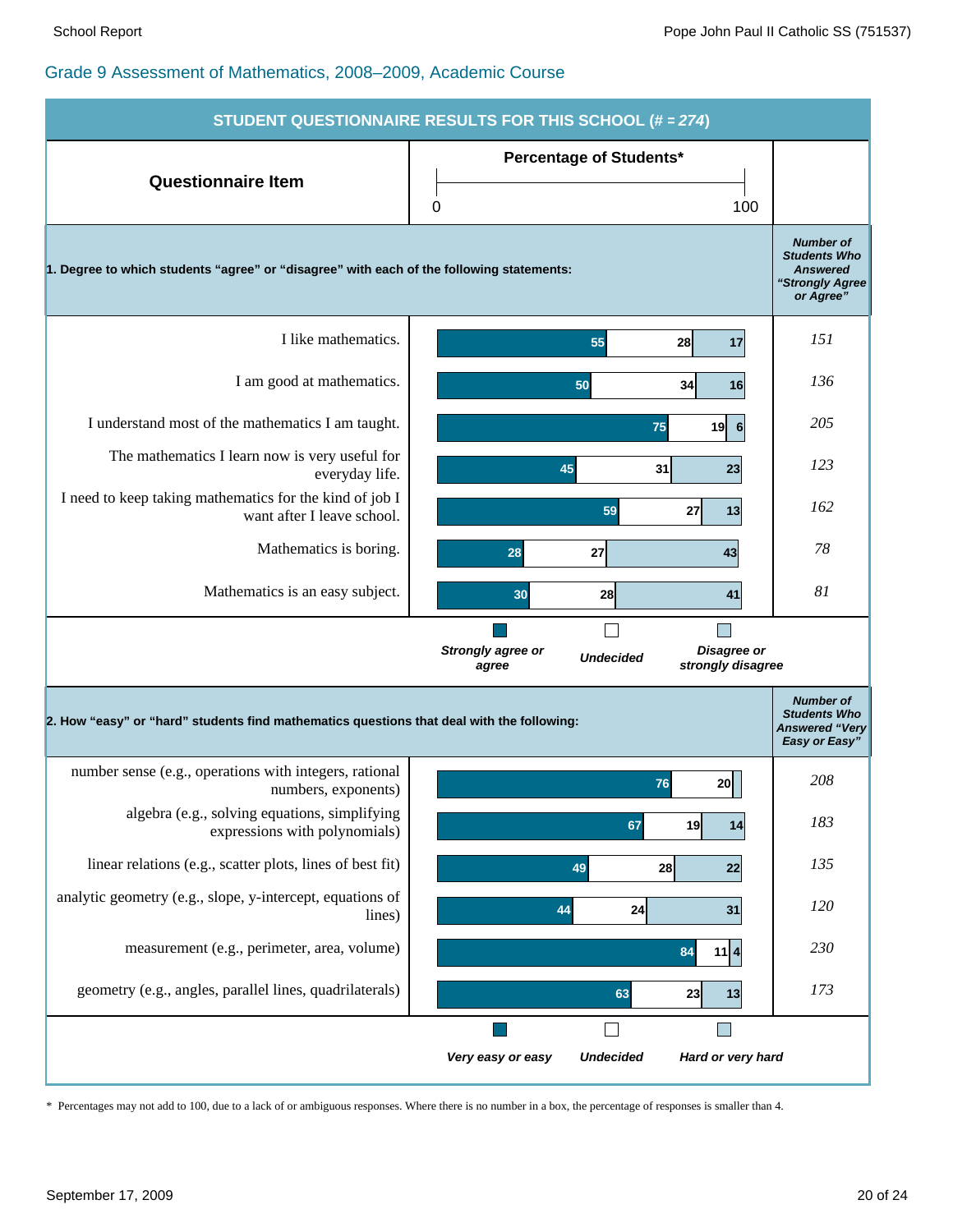## Grade 9 Assessment of Mathematics, 2008–2009, Academic Course

### STUDENT QUESTIONNAIRE RESULTS FOR THIS SCHOOL (# = *274*)

**1. Degree to which students "agree" or "disagree" with each of the following statements:**

| Questionnaire Item | Strongly agree or agree (%) | Undecided (%) | Disagree or strongly disagree (%) | Number of Students Who Answered "Strongly Agree or Agree" |
|---|---|---|---|---|
| I like mathematics. | 55 | 28 | 17 | *151* |
| I am good at mathematics. | 50 | 34 | 16 | *136* |
| I understand most of the mathematics I am taught. | 75 | 19 | 6 | *205* |
| The mathematics I learn now is very useful for everyday life. | 45 | 31 | 23 | *123* |
| I need to keep taking mathematics for the kind of job I want after I leave school. | 59 | 27 | 13 | *162* |
| Mathematics is boring. | 28 | 27 | 43 | *78* |
| Mathematics is an easy subject. | 30 | 28 | 41 | *81* |

**2. How "easy" or "hard" students find mathematics questions that deal with the following:**

| Questionnaire Item | Very easy or easy (%) | Undecided (%) | Hard or very hard (%) | Number of Students Who Answered "Very Easy or Easy" |
|---|---|---|---|---|
| number sense (e.g., operations with integers, rational numbers, exponents) | 76 | 20 | | *208* |
| algebra (e.g., solving equations, simplifying expressions with polynomials) | 67 | 19 | 14 | *183* |
| linear relations (e.g., scatter plots, lines of best fit) | 49 | 28 | 22 | *135* |
| analytic geometry (e.g., slope, y-intercept, equations of lines) | 44 | 24 | 31 | *120* |
| measurement (e.g., perimeter, area, volume) | 84 | 11 | 4 | *230* |
| geometry (e.g., angles, parallel lines, quadrilaterals) | 63 | 23 | 13 | *173* |

\* Percentages may not add to 100, due to a lack of or ambiguous responses. Where there is no number in a box, the percentage of responses is smaller than 4.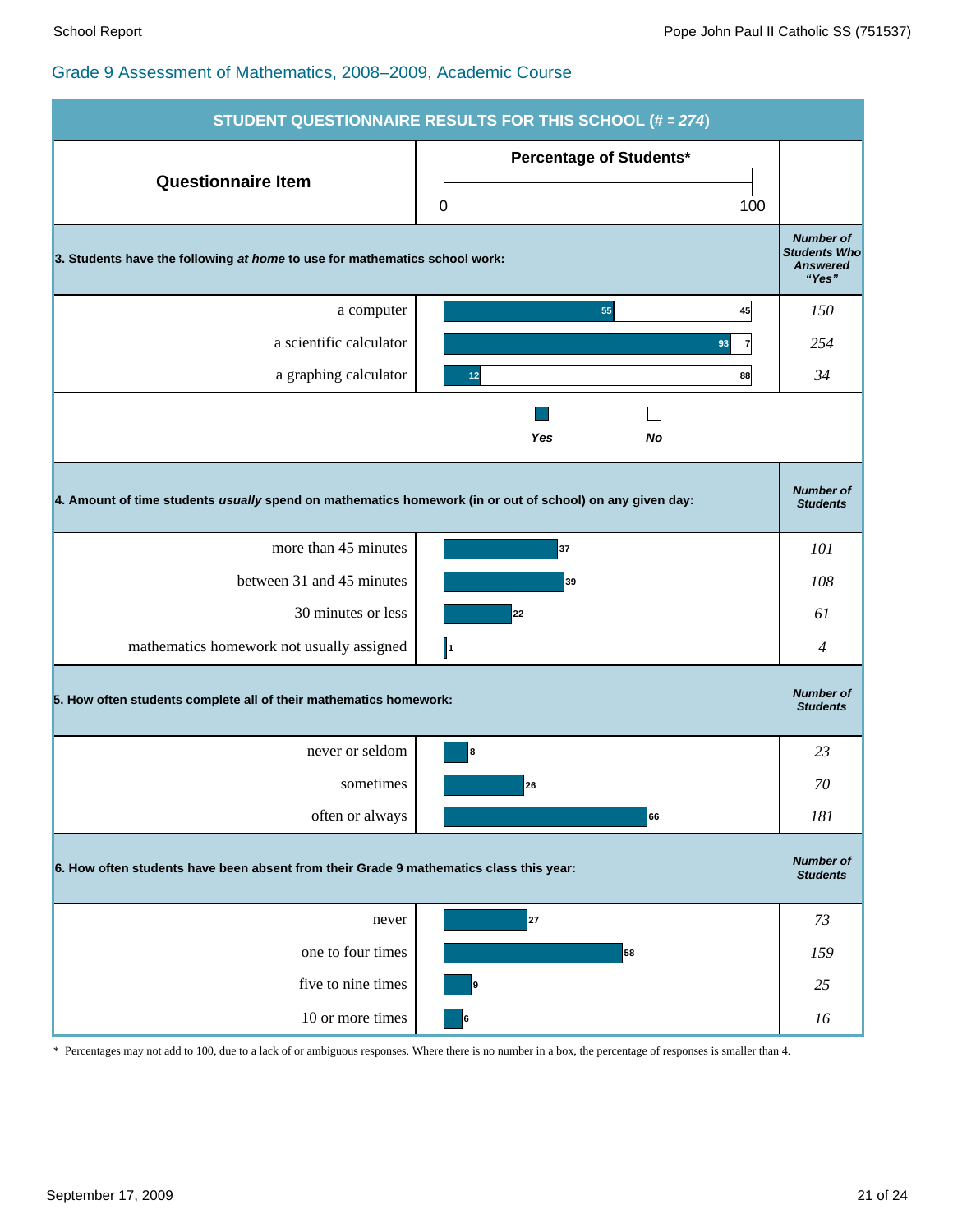Grade 9 Assessment of Mathematics, 2008–2009, Academic Course

## STUDENT QUESTIONNAIRE RESULTS FOR THIS SCHOOL (# = *274*)

| Questionnaire Item | Percentage of Students* (0–100) | |
|---|---|---|
| **3. Students have the following *at home* to use for mathematics school work:** | | ***Number of Students Who Answered "Yes"*** |
| a computer | Yes 55 / No 45 | *150* |
| a scientific calculator | Yes 93 / No 7 | *254* |
| a graphing calculator | Yes 12 / No 88 | *34* |
| **4. Amount of time students *usually* spend on mathematics homework (in or out of school) on any given day:** | | ***Number of Students*** |
| more than 45 minutes | 37 | *101* |
| between 31 and 45 minutes | 39 | *108* |
| 30 minutes or less | 22 | *61* |
| mathematics homework not usually assigned | 1 | *4* |
| **5. How often students complete all of their mathematics homework:** | | ***Number of Students*** |
| never or seldom | 8 | *23* |
| sometimes | 26 | *70* |
| often or always | 66 | *181* |
| **6. How often students have been absent from their Grade 9 mathematics class this year:** | | ***Number of Students*** |
| never | 27 | *73* |
| one to four times | 58 | *159* |
| five to nine times | 9 | *25* |
| 10 or more times | 6 | *16* |

\* Percentages may not add to 100, due to a lack of or ambiguous responses. Where there is no number in a box, the percentage of responses is smaller than 4.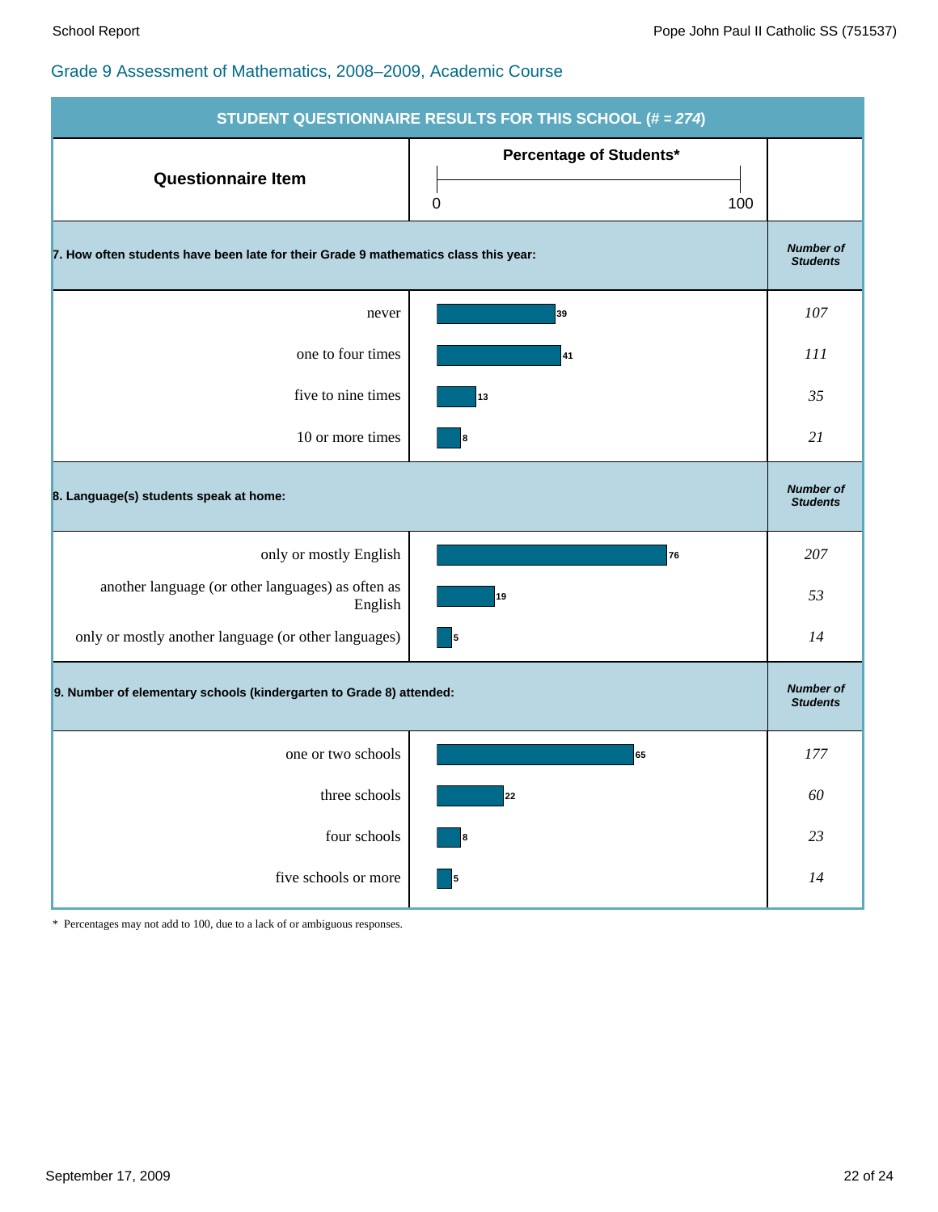## Grade 9 Assessment of Mathematics, 2008–2009, Academic Course

### STUDENT QUESTIONNAIRE RESULTS FOR THIS SCHOOL (# = *274*)

| Questionnaire Item | Percentage of Students* | Number of Students |
|---|---|---|
| **7. How often students have been late for their Grade 9 mathematics class this year:** | | |
| never | 39 | *107* |
| one to four times | 41 | *111* |
| five to nine times | 13 | *35* |
| 10 or more times | 8 | *21* |
| **8. Language(s) students speak at home:** | | |
| only or mostly English | 76 | *207* |
| another language (or other languages) as often as English | 19 | *53* |
| only or mostly another language (or other languages) | 5 | *14* |
| **9. Number of elementary schools (kindergarten to Grade 8) attended:** | | |
| one or two schools | 65 | *177* |
| three schools | 22 | *60* |
| four schools | 8 | *23* |
| five schools or more | 5 | *14* |

\* Percentages may not add to 100, due to a lack of or ambiguous responses.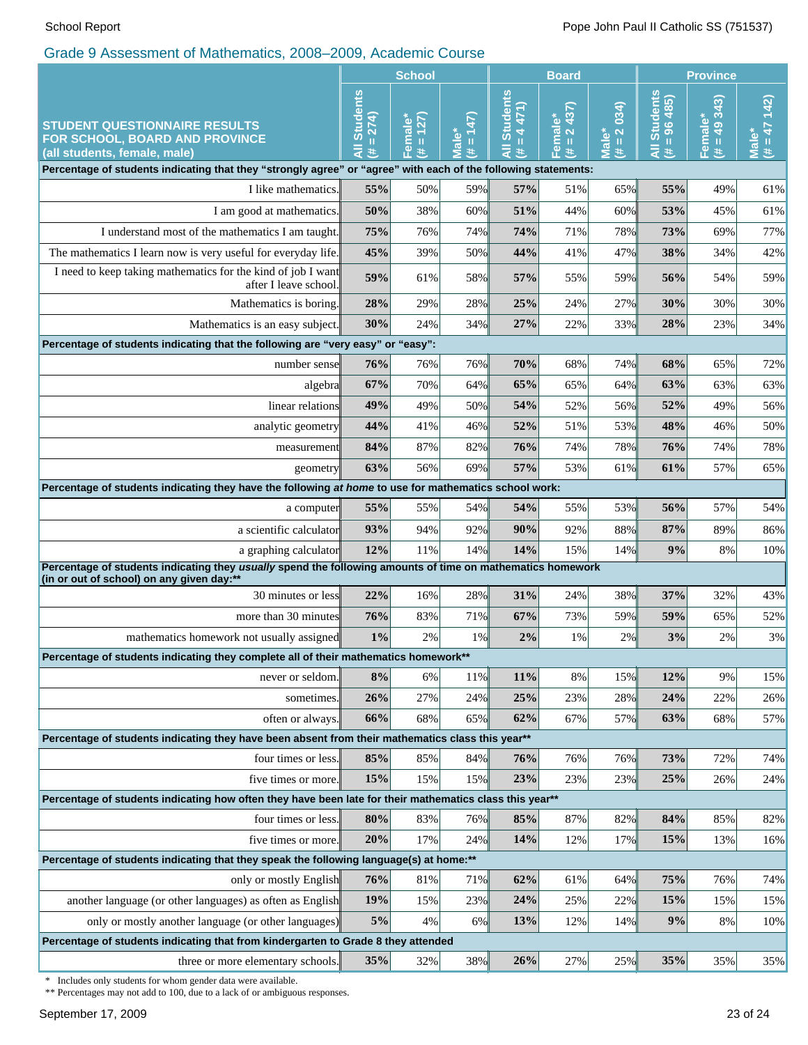## Grade 9 Assessment of Mathematics, 2008–2009, Academic Course

| STUDENT QUESTIONNAIRE RESULTS FOR SCHOOL, BOARD AND PROVINCE (all students, female, male) | School | | | Board | | | Province | | |
|---|---|---|---|---|---|---|---|---|---|
| | All Students (# = 274) | Female* (# = 127) | Male* (# = 147) | All Students (# = 4 471) | Female* (# = 2 437) | Male* (# = 2 034) | All Students (# = 96 485) | Female* (# = 49 343) | Male* (# = 47 142) |
| **Percentage of students indicating that they "strongly agree" or "agree" with each of the following statements:** | | | | | | | | | |
| I like mathematics. | **55%** | 50% | 59% | **57%** | 51% | 65% | **55%** | 49% | 61% |
| I am good at mathematics. | **50%** | 38% | 60% | **51%** | 44% | 60% | **53%** | 45% | 61% |
| I understand most of the mathematics I am taught. | **75%** | 76% | 74% | **74%** | 71% | 78% | **73%** | 69% | 77% |
| The mathematics I learn now is very useful for everyday life. | **45%** | 39% | 50% | **44%** | 41% | 47% | **38%** | 34% | 42% |
| I need to keep taking mathematics for the kind of job I want after I leave school. | **59%** | 61% | 58% | **57%** | 55% | 59% | **56%** | 54% | 59% |
| Mathematics is boring. | **28%** | 29% | 28% | **25%** | 24% | 27% | **30%** | 30% | 30% |
| Mathematics is an easy subject. | **30%** | 24% | 34% | **27%** | 22% | 33% | **28%** | 23% | 34% |
| **Percentage of students indicating that the following are "very easy" or "easy":** | | | | | | | | | |
| number sense | **76%** | 76% | 76% | **70%** | 68% | 74% | **68%** | 65% | 72% |
| algebra | **67%** | 70% | 64% | **65%** | 65% | 64% | **63%** | 63% | 63% |
| linear relations | **49%** | 49% | 50% | **54%** | 52% | 56% | **52%** | 49% | 56% |
| analytic geometry | **44%** | 41% | 46% | **52%** | 51% | 53% | **48%** | 46% | 50% |
| measurement | **84%** | 87% | 82% | **76%** | 74% | 78% | **76%** | 74% | 78% |
| geometry | **63%** | 56% | 69% | **57%** | 53% | 61% | **61%** | 57% | 65% |
| **Percentage of students indicating they have the following *at home* to use for mathematics school work:** | | | | | | | | | |
| a computer | **55%** | 55% | 54% | **54%** | 55% | 53% | **56%** | 57% | 54% |
| a scientific calculator | **93%** | 94% | 92% | **90%** | 92% | 88% | **87%** | 89% | 86% |
| a graphing calculator | **12%** | 11% | 14% | **14%** | 15% | 14% | **9%** | 8% | 10% |
| **Percentage of students indicating they *usually* spend the following amounts of time on mathematics homework (in or out of school) on any given day:\*\*** | | | | | | | | | |
| 30 minutes or less | **22%** | 16% | 28% | **31%** | 24% | 38% | **37%** | 32% | 43% |
| more than 30 minutes | **76%** | 83% | 71% | **67%** | 73% | 59% | **59%** | 65% | 52% |
| mathematics homework not usually assigned | **1%** | 2% | 1% | **2%** | 1% | 2% | **3%** | 2% | 3% |
| **Percentage of students indicating they complete all of their mathematics homework\*\*** | | | | | | | | | |
| never or seldom. | **8%** | 6% | 11% | **11%** | 8% | 15% | **12%** | 9% | 15% |
| sometimes. | **26%** | 27% | 24% | **25%** | 23% | 28% | **24%** | 22% | 26% |
| often or always. | **66%** | 68% | 65% | **62%** | 67% | 57% | **63%** | 68% | 57% |
| **Percentage of students indicating they have been absent from their mathematics class this year\*\*** | | | | | | | | | |
| four times or less. | **85%** | 85% | 84% | **76%** | 76% | 76% | **73%** | 72% | 74% |
| five times or more. | **15%** | 15% | 15% | **23%** | 23% | 23% | **25%** | 26% | 24% |
| **Percentage of students indicating how often they have been late for their mathematics class this year\*\*** | | | | | | | | | |
| four times or less. | **80%** | 83% | 76% | **85%** | 87% | 82% | **84%** | 85% | 82% |
| five times or more. | **20%** | 17% | 24% | **14%** | 12% | 17% | **15%** | 13% | 16% |
| **Percentage of students indicating that they speak the following language(s) at home:\*\*** | | | | | | | | | |
| only or mostly English | **76%** | 81% | 71% | **62%** | 61% | 64% | **75%** | 76% | 74% |
| another language (or other languages) as often as English | **19%** | 15% | 23% | **24%** | 25% | 22% | **15%** | 15% | 15% |
| only or mostly another language (or other languages) | **5%** | 4% | 6% | **13%** | 12% | 14% | **9%** | 8% | 10% |
| **Percentage of students indicating that from kindergarten to Grade 8 they attended** | | | | | | | | | |
| three or more elementary schools. | **35%** | 32% | 38% | **26%** | 27% | 25% | **35%** | 35% | 35% |

\* Includes only students for whom gender data were available.
\*\* Percentages may not add to 100, due to a lack of or ambiguous responses.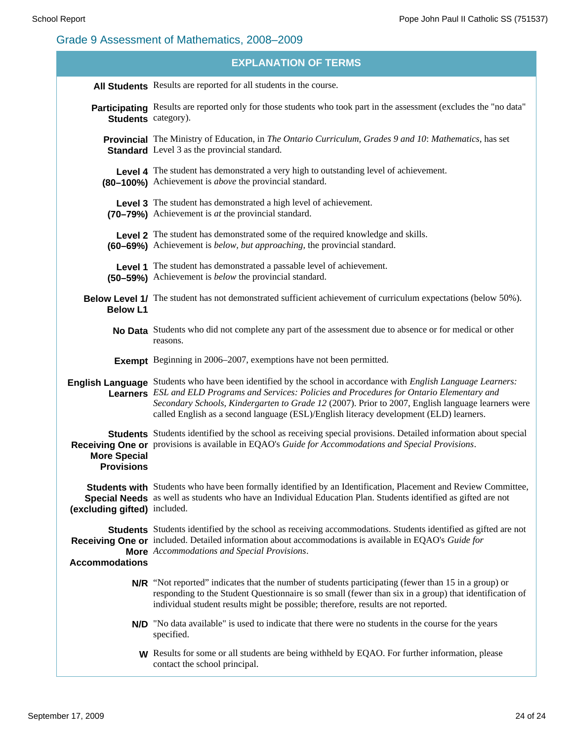## Grade 9 Assessment of Mathematics, 2008–2009

| EXPLANATION OF TERMS | |
|---|---|
| **All Students** | Results are reported for all students in the course. |
| **Participating Students** | Results are reported only for those students who took part in the assessment (excludes the "no data" category). |
| **Provincial Standard** | The Ministry of Education, in *The Ontario Curriculum, Grades 9 and 10*: *Mathematics,* has set Level 3 as the provincial standard. |
| **Level 4 (80–100%)** | The student has demonstrated a very high to outstanding level of achievement. Achievement is *above* the provincial standard. |
| **Level 3 (70–79%)** | The student has demonstrated a high level of achievement. Achievement is *at* the provincial standard. |
| **Level 2 (60–69%)** | The student has demonstrated some of the required knowledge and skills. Achievement is *below, but approaching,* the provincial standard. |
| **Level 1 (50–59%)** | The student has demonstrated a passable level of achievement. Achievement is *below* the provincial standard. |
| **Below Level 1/ Below L1** | The student has not demonstrated sufficient achievement of curriculum expectations (below 50%). |
| **No Data** | Students who did not complete any part of the assessment due to absence or for medical or other reasons. |
| **Exempt** | Beginning in 2006–2007, exemptions have not been permitted. |
| **English Language Learners** | Students who have been identified by the school in accordance with *English Language Learners: ESL and ELD Programs and Services: Policies and Procedures for Ontario Elementary and Secondary Schools, Kindergarten to Grade 12* (2007). Prior to 2007, English language learners were called English as a second language (ESL)/English literacy development (ELD) learners. |
| **Students Receiving One or More Special Provisions** | Students identified by the school as receiving special provisions. Detailed information about special provisions is available in EQAO's *Guide for Accommodations and Special Provisions*. |
| **Students with Special Needs (excluding gifted)** | Students who have been formally identified by an Identification, Placement and Review Committee, as well as students who have an Individual Education Plan. Students identified as gifted are not included. |
| **Students Receiving One or More Accommodations** | Students identified by the school as receiving accommodations. Students identified as gifted are not included. Detailed information about accommodations is available in EQAO's *Guide for Accommodations and Special Provisions*. |
| **N/R** | "Not reported" indicates that the number of students participating (fewer than 15 in a group) or responding to the Student Questionnaire is so small (fewer than six in a group) that identification of individual student results might be possible; therefore, results are not reported. |
| **N/D** | "No data available" is used to indicate that there were no students in the course for the years specified. |
| **W** | Results for some or all students are being withheld by EQAO. For further information, please contact the school principal. |